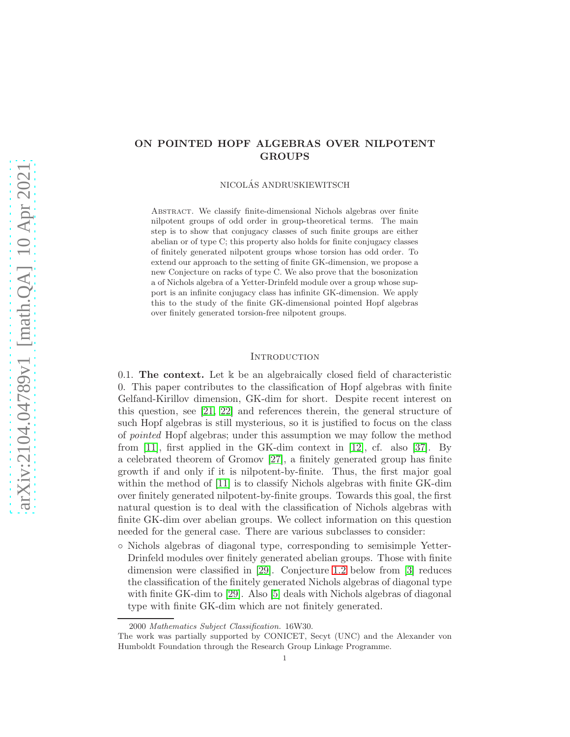# ON POINTED HOPF ALGEBRAS OVER NILPOTENT GROUPS

NICOLÁS ANDRUSKIEWITSCH

Abstract. We classify finite-dimensional Nichols algebras over finite nilpotent groups of odd order in group-theoretical terms. The main step is to show that conjugacy classes of such finite groups are either abelian or of type C; this property also holds for finite conjugacy classes of finitely generated nilpotent groups whose torsion has odd order. To extend our approach to the setting of finite GK-dimension, we propose a new Conjecture on racks of type C. We also prove that the bosonization a of Nichols algebra of a Yetter-Drinfeld module over a group whose support is an infinite conjugacy class has infinite GK-dimension. We apply this to the study of the finite GK-dimensional pointed Hopf algebras over finitely generated torsion-free nilpotent groups.

## Introduction

0.1. **The context.** Let $\Bbbk$ be an algebraically closed field of characteristic 0. This paper contributes to the classification of Hopf algebras with finite Gelfand-Kirillov dimension, GK-dim for short. Despite recent interest on this question, see [21, 22] and references therein, the general structure of such Hopf algebras is still mysterious, so it is justified to focus on the class of *pointed* Hopf algebras; under this assumption we may follow the method from [11], first applied in the GK-dim context in [12], cf. also [37]. By a celebrated theorem of Gromov [27], a finitely generated group has finite growth if and only if it is nilpotent-by-finite. Thus, the first major goal within the method of [11] is to classify Nichols algebras with finite GK-dim over finitely generated nilpotent-by-finite groups. Towards this goal, the first natural question is to deal with the classification of Nichols algebras with finite GK-dim over abelian groups. We collect information on this question needed for the general case. There are various subclasses to consider:

- Nichols algebras of diagonal type, corresponding to semisimple Yetter-Drinfeld modules over finitely generated abelian groups. Those with finite dimension were classified in [29]. Conjecture 1.2 below from [3] reduces the classification of the finitely generated Nichols algebras of diagonal type with finite GK-dim to [29]. Also [5] deals with Nichols algebras of diagonal type with finite GK-dim which are not finitely generated.

2000 *Mathematics Subject Classification.* 16W30.

The work was partially supported by CONICET, Secyt (UNC) and the Alexander von Humboldt Foundation through the Research Group Linkage Programme.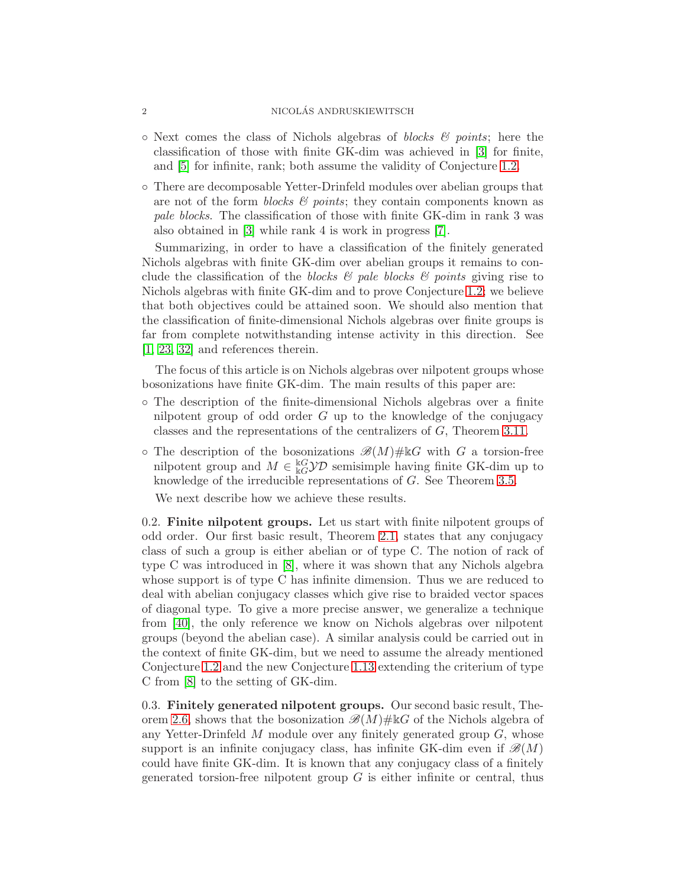- Next comes the class of Nichols algebras of *blocks & points*; here the classification of those with finite GK-dim was achieved in [3] for finite, and [5] for infinite, rank; both assume the validity of Conjecture 1.2.
- There are decomposable Yetter-Drinfeld modules over abelian groups that are not of the form *blocks & points*; they contain components known as *pale blocks*. The classification of those with finite GK-dim in rank 3 was also obtained in [3] while rank 4 is work in progress [7].

Summarizing, in order to have a classification of the finitely generated Nichols algebras with finite GK-dim over abelian groups it remains to conclude the classification of the *blocks & pale blocks & points* giving rise to Nichols algebras with finite GK-dim and to prove Conjecture 1.2; we believe that both objectives could be attained soon. We should also mention that the classification of finite-dimensional Nichols algebras over finite groups is far from complete notwithstanding intense activity in this direction. See [1, 23, 32] and references therein.

The focus of this article is on Nichols algebras over nilpotent groups whose bosonizations have finite GK-dim. The main results of this paper are:

- The description of the finite-dimensional Nichols algebras over a finite nilpotent group of odd order $G$ up to the knowledge of the conjugacy classes and the representations of the centralizers of $G$, Theorem 3.11.
- The description of the bosonizations $\mathscr{B}(M)\#\Bbbk G$ with $G$ a torsion-free nilpotent group and $M \in {}^{\Bbbk G}_{\Bbbk G}\mathcal{YD}$ semisimple having finite GK-dim up to knowledge of the irreducible representations of $G$. See Theorem 3.5.

We next describe how we achieve these results.

0.2. **Finite nilpotent groups.** Let us start with finite nilpotent groups of odd order. Our first basic result, Theorem 2.1, states that any conjugacy class of such a group is either abelian or of type C. The notion of rack of type C was introduced in [8], where it was shown that any Nichols algebra whose support is of type C has infinite dimension. Thus we are reduced to deal with abelian conjugacy classes which give rise to braided vector spaces of diagonal type. To give a more precise answer, we generalize a technique from [40], the only reference we know on Nichols algebras over nilpotent groups (beyond the abelian case). A similar analysis could be carried out in the context of finite GK-dim, but we need to assume the already mentioned Conjecture 1.2 and the new Conjecture 1.13 extending the criterium of type C from [8] to the setting of GK-dim.

0.3. **Finitely generated nilpotent groups.** Our second basic result, Theorem 2.6, shows that the bosonization $\mathscr{B}(M)\#\Bbbk G$ of the Nichols algebra of any Yetter-Drinfeld $M$ module over any finitely generated group $G$, whose support is an infinite conjugacy class, has infinite GK-dim even if $\mathscr{B}(M)$ could have finite GK-dim. It is known that any conjugacy class of a finitely generated torsion-free nilpotent group $G$ is either infinite or central, thus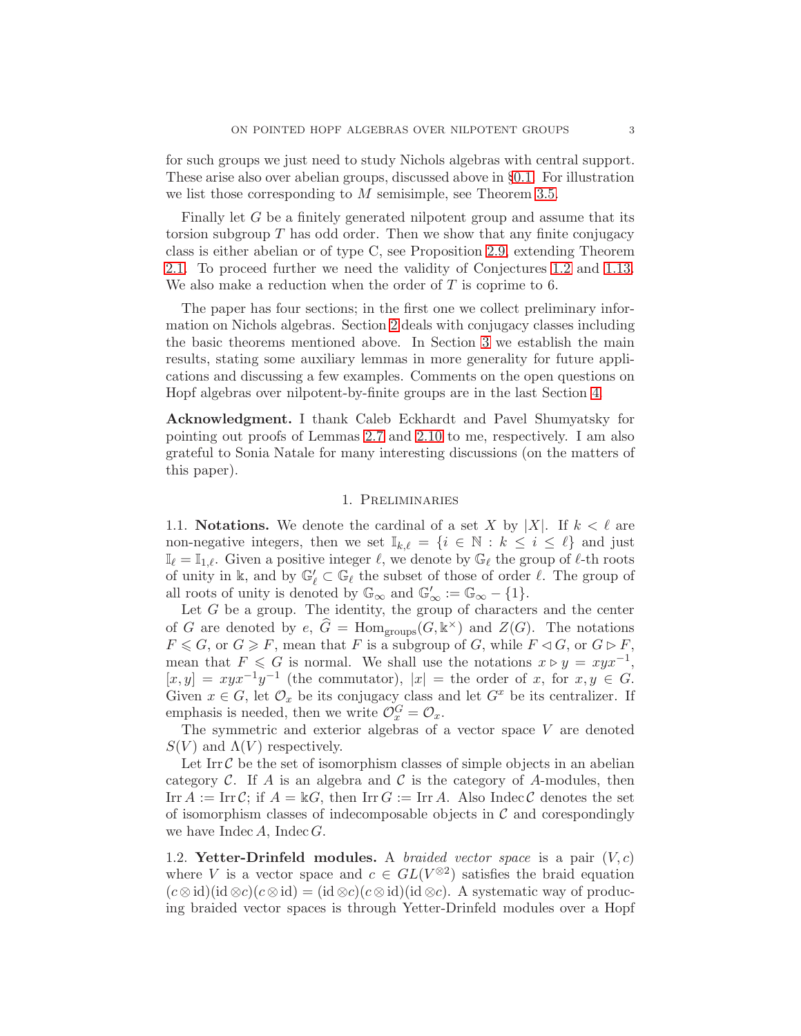for such groups we just need to study Nichols algebras with central support. These arise also over abelian groups, discussed above in §0.1. For illustration we list those corresponding to $M$ semisimple, see Theorem 3.5.

Finally let $G$ be a finitely generated nilpotent group and assume that its torsion subgroup $T$ has odd order. Then we show that any finite conjugacy class is either abelian or of type C, see Proposition 2.9, extending Theorem 2.1. To proceed further we need the validity of Conjectures 1.2 and 1.13. We also make a reduction when the order of $T$ is coprime to 6.

The paper has four sections; in the first one we collect preliminary information on Nichols algebras. Section 2 deals with conjugacy classes including the basic theorems mentioned above. In Section 3 we establish the main results, stating some auxiliary lemmas in more generality for future applications and discussing a few examples. Comments on the open questions on Hopf algebras over nilpotent-by-finite groups are in the last Section 4.

**Acknowledgment.** I thank Caleb Eckhardt and Pavel Shumyatsky for pointing out proofs of Lemmas 2.7 and 2.10 to me, respectively. I am also grateful to Sonia Natale for many interesting discussions (on the matters of this paper).

## 1. Preliminaries

1.1. **Notations.** We denote the cardinal of a set $X$ by $|X|$. If $k < \ell$ are non-negative integers, then we set $\mathbb{I}_{k,\ell} = \{i \in \mathbb{N} : k \le i \le \ell\}$ and just $\mathbb{I}_\ell = \mathbb{I}_{1,\ell}$. Given a positive integer $\ell$, we denote by $\mathbb{G}_\ell$ the group of $\ell$-th roots of unity in $\Bbbk$, and by $\mathbb{G}'_\ell \subset \mathbb{G}_\ell$ the subset of those of order $\ell$. The group of all roots of unity is denoted by $\mathbb{G}_\infty$ and $\mathbb{G}'_\infty := \mathbb{G}_\infty - \{1\}$.

Let $G$ be a group. The identity, the group of characters and the center of $G$ are denoted by $e$, $\widehat{G} = \operatorname{Hom}_{\text{groups}}(G, \Bbbk^\times)$ and $Z(G)$. The notations $F \leqslant G$, or $G \geqslant F$, mean that $F$ is a subgroup of $G$, while $F \lhd G$, or $G \rhd F$, mean that $F \leqslant G$ is normal. We shall use the notations $x \triangleright y = xyx^{-1}$, $[x, y] = xyx^{-1}y^{-1}$ (the commutator), $|x| =$ the order of $x$, for $x, y \in G$. Given $x \in G$, let $\mathcal{O}_x$ be its conjugacy class and let $G^x$ be its centralizer. If emphasis is needed, then we write $\mathcal{O}^G_x = \mathcal{O}_x$.

The symmetric and exterior algebras of a vector space $V$ are denoted $S(V)$ and $\Lambda(V)$ respectively.

Let $\operatorname{Irr} \mathcal{C}$ be the set of isomorphism classes of simple objects in an abelian category $\mathcal{C}$. If $A$ is an algebra and $\mathcal{C}$ is the category of $A$-modules, then $\operatorname{Irr} A := \operatorname{Irr} \mathcal{C}$; if $A = \Bbbk G$, then $\operatorname{Irr} G := \operatorname{Irr} A$. Also $\operatorname{Indec} \mathcal{C}$ denotes the set of isomorphism classes of indecomposable objects in $\mathcal{C}$ and corespondingly we have $\operatorname{Indec} A$, $\operatorname{Indec} G$.

1.2. **Yetter-Drinfeld modules.** A *braided vector space* is a pair $(V, c)$ where $V$ is a vector space and $c \in GL(V^{\otimes 2})$ satisfies the braid equation $(c \otimes \mathrm{id})(\mathrm{id} \otimes c)(c \otimes \mathrm{id}) = (\mathrm{id} \otimes c)(c \otimes \mathrm{id})(\mathrm{id} \otimes c)$. A systematic way of producing braided vector spaces is through Yetter-Drinfeld modules over a Hopf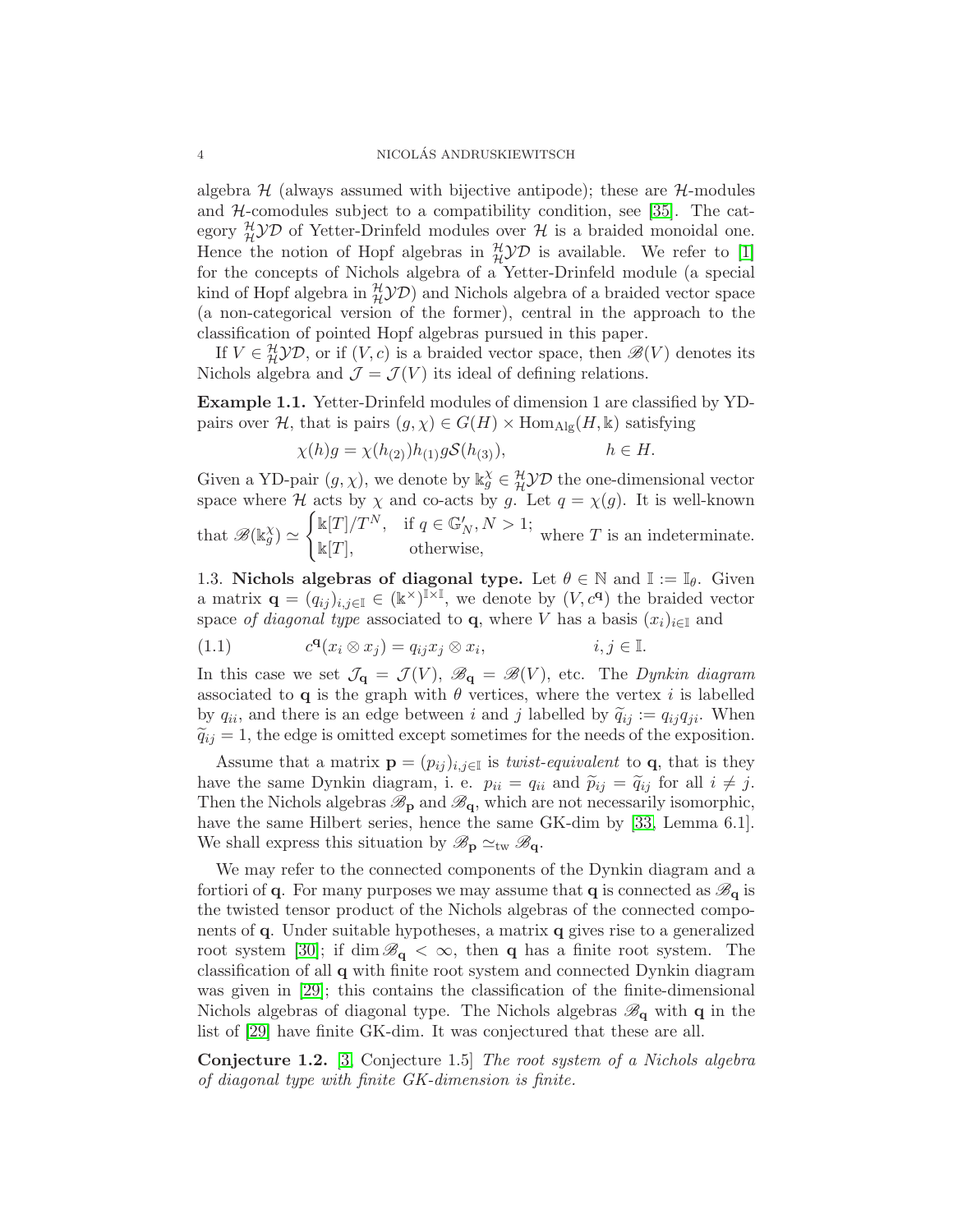algebra $\mathcal{H}$ (always assumed with bijective antipode); these are $\mathcal{H}$-modules and $\mathcal{H}$-comodules subject to a compatibility condition, see [35]. The category ${}^{\mathcal{H}}_{\mathcal{H}}\mathcal{YD}$ of Yetter-Drinfeld modules over $\mathcal{H}$ is a braided monoidal one. Hence the notion of Hopf algebras in ${}^{\mathcal{H}}_{\mathcal{H}}\mathcal{YD}$ is available. We refer to [1] for the concepts of Nichols algebra of a Yetter-Drinfeld module (a special kind of Hopf algebra in ${}^{\mathcal{H}}_{\mathcal{H}}\mathcal{YD}$) and Nichols algebra of a braided vector space (a non-categorical version of the former), central in the approach to the classification of pointed Hopf algebras pursued in this paper.

If $V \in {}^{\mathcal{H}}_{\mathcal{H}}\mathcal{YD}$, or if $(V, c)$ is a braided vector space, then $\mathscr{B}(V)$ denotes its Nichols algebra and $\mathcal{J} = \mathcal{J}(V)$ its ideal of defining relations.

**Example 1.1.** Yetter-Drinfeld modules of dimension 1 are classified by YD-pairs over $\mathcal{H}$, that is pairs $(g, \chi) \in G(H) \times \operatorname{Hom}_{\text{Alg}}(H, \Bbbk)$ satisfying

$$\chi(h)g = \chi(h_{(2)})h_{(1)}g\mathcal{S}(h_{(3)}), \qquad h \in H.$$

Given a YD-pair $(g, \chi)$, we denote by $\Bbbk_g^\chi \in {}^{\mathcal{H}}_{\mathcal{H}}\mathcal{YD}$ the one-dimensional vector space where $\mathcal{H}$ acts by $\chi$ and co-acts by $g$. Let $q = \chi(g)$. It is well-known that $\mathscr{B}(\Bbbk_g^\chi) \simeq \begin{cases} \Bbbk[T]/T^N, & \text{if } q \in \mathbb{G}'_N, N > 1; \\ \Bbbk[T], & \text{otherwise,} \end{cases}$ where $T$ is an indeterminate.

1.3. **Nichols algebras of diagonal type.** Let $\theta \in \mathbb{N}$ and $\mathbb{I} := \mathbb{I}_\theta$. Given a matrix $\mathbf{q} = (q_{ij})_{i,j\in\mathbb{I}} \in (\Bbbk^\times)^{\mathbb{I}\times\mathbb{I}}$, we denote by $(V, c^{\mathbf{q}})$ the braided vector space *of diagonal type* associated to $\mathbf{q}$, where $V$ has a basis $(x_i)_{i\in\mathbb{I}}$ and

$$c^{\mathbf{q}}(x_i \otimes x_j) = q_{ij} x_j \otimes x_i, \qquad i, j \in \mathbb{I}. \tag{1.1}$$

In this case we set $\mathcal{J}_{\mathbf{q}} = \mathcal{J}(V)$, $\mathscr{B}_{\mathbf{q}} = \mathscr{B}(V)$, etc. The *Dynkin diagram* associated to $\mathbf{q}$ is the graph with $\theta$ vertices, where the vertex $i$ is labelled by $q_{ii}$, and there is an edge between $i$ and $j$ labelled by $\widetilde{q}_{ij} := q_{ij}q_{ji}$. When $\widetilde{q}_{ij} = 1$, the edge is omitted except sometimes for the needs of the exposition.

Assume that a matrix $\mathbf{p} = (p_{ij})_{i,j\in\mathbb{I}}$ is *twist-equivalent* to $\mathbf{q}$, that is they have the same Dynkin diagram, i. e. $p_{ii} = q_{ii}$ and $\widetilde{p}_{ij} = \widetilde{q}_{ij}$ for all $i \neq j$. Then the Nichols algebras $\mathscr{B}_{\mathbf{p}}$ and $\mathscr{B}_{\mathbf{q}}$, which are not necessarily isomorphic, have the same Hilbert series, hence the same GK-dim by [33, Lemma 6.1]. We shall express this situation by $\mathscr{B}_{\mathbf{p}} \simeq_{\text{tw}} \mathscr{B}_{\mathbf{q}}$.

We may refer to the connected components of the Dynkin diagram and a fortiori of $\mathbf{q}$. For many purposes we may assume that $\mathbf{q}$ is connected as $\mathscr{B}_{\mathbf{q}}$ is the twisted tensor product of the Nichols algebras of the connected components of $\mathbf{q}$. Under suitable hypotheses, a matrix $\mathbf{q}$ gives rise to a generalized root system [30]; if $\dim \mathscr{B}_{\mathbf{q}} < \infty$, then $\mathbf{q}$ has a finite root system. The classification of all $\mathbf{q}$ with finite root system and connected Dynkin diagram was given in [29]; this contains the classification of the finite-dimensional Nichols algebras of diagonal type. The Nichols algebras $\mathscr{B}_{\mathbf{q}}$ with $\mathbf{q}$ in the list of [29] have finite GK-dim. It was conjectured that these are all.

**Conjecture 1.2.** [3, Conjecture 1.5] *The root system of a Nichols algebra of diagonal type with finite GK-dimension is finite.*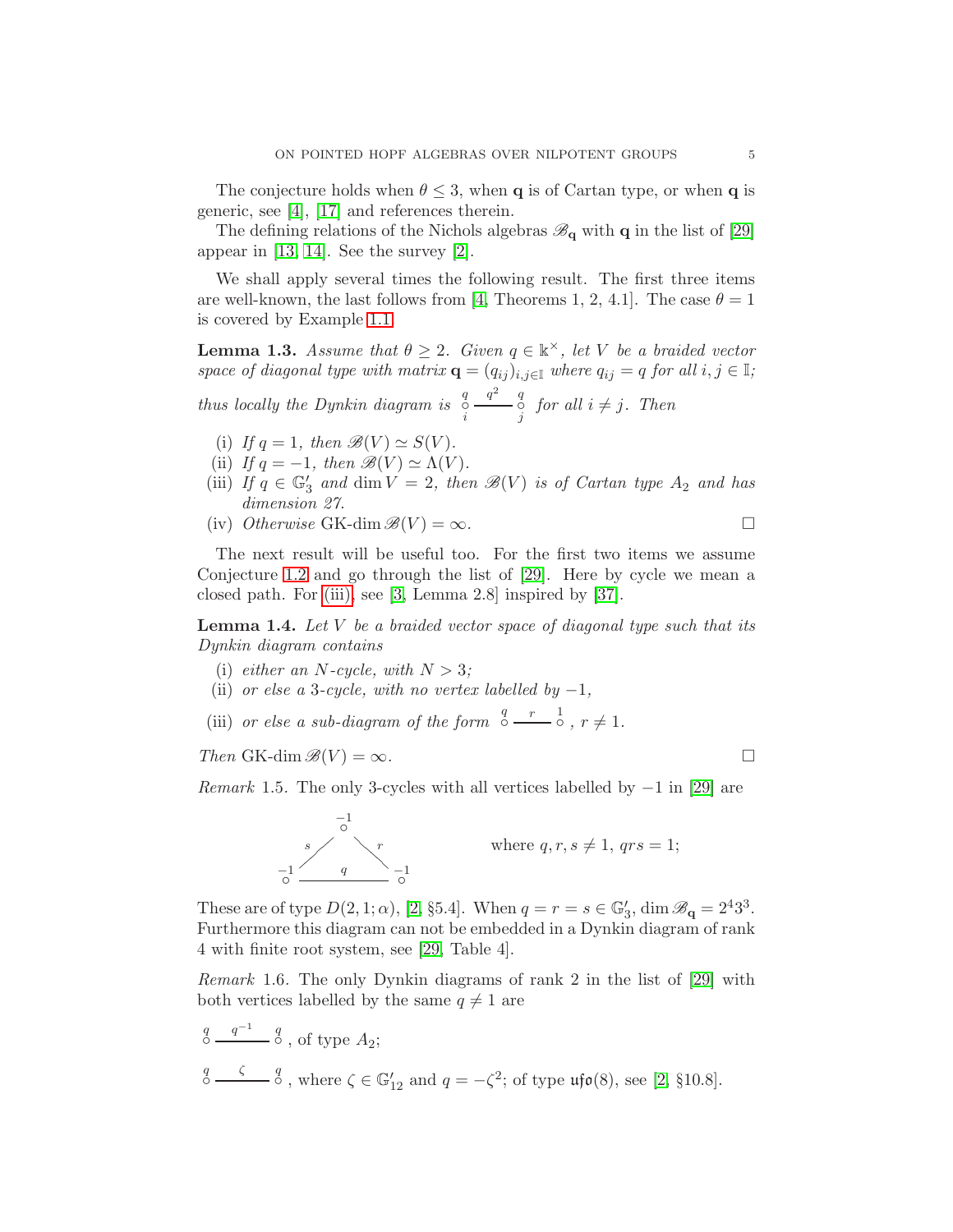The conjecture holds when $\theta \leq 3$, when $\mathbf{q}$ is of Cartan type, or when $\mathbf{q}$ is generic, see [4], [17] and references therein.

The defining relations of the Nichols algebras $\mathscr{B}_{\mathbf{q}}$ with $\mathbf{q}$ in the list of [29] appear in [13, 14]. See the survey [2].

We shall apply several times the following result. The first three items are well-known, the last follows from [4, Theorems 1, 2, 4.1]. The case $\theta = 1$ is covered by Example 1.1.

**Lemma 1.3.** *Assume that $\theta \geq 2$. Given $q \in \Bbbk^{\times}$, let $V$ be a braided vector space of diagonal type with matrix $\mathbf{q} = (q_{ij})_{i,j \in \mathbb{I}}$ where $q_{ij} = q$ for all $i, j \in \mathbb{I}$; thus locally the Dynkin diagram is* $\overset{q}{\underset{i}{\circ}} \overset{q^2}{\text{———}} \overset{q}{\underset{j}{\circ}}$ *for all $i \neq j$. Then*

- (i) *If $q = 1$, then $\mathscr{B}(V) \simeq S(V)$.*
- (ii) *If $q = -1$, then $\mathscr{B}(V) \simeq \Lambda(V)$.*
- (iii) *If $q \in \mathbb{G}_3'$ and $\dim V = 2$, then $\mathscr{B}(V)$ is of Cartan type $A_2$ and has dimension 27.*
- (iv) *Otherwise* $\operatorname{GK-dim} \mathscr{B}(V) = \infty$. □

The next result will be useful too. For the first two items we assume Conjecture 1.2 and go through the list of [29]. Here by cycle we mean a closed path. For (iii), see [3, Lemma 2.8] inspired by [37].

**Lemma 1.4.** *Let $V$ be a braided vector space of diagonal type such that its Dynkin diagram contains*

- (i) *either an $N$-cycle, with $N > 3$;*
- (ii) *or else a 3-cycle, with no vertex labelled by $-1$,*
- (iii) *or else a sub-diagram of the form* $\overset{q}{\circ} \overset{r}{\text{———}} \overset{1}{\circ}$, $r \neq 1$.

*Then* $\operatorname{GK-dim} \mathscr{B}(V) = \infty$. □

*Remark* 1.5. The only 3-cycles with all vertices labelled by $-1$ in [29] are

$$\text{triangle with vertices } \overset{-1}{\circ},\ \overset{-1}{\circ},\ \overset{-1}{\circ} \text{ and edges labelled } s,\ r,\ q \qquad \text{where } q, r, s \neq 1,\ qrs = 1;$$

These are of type $D(2, 1; \alpha)$, [2, §5.4]. When $q = r = s \in \mathbb{G}_3'$, $\dim \mathscr{B}_{\mathbf{q}} = 2^4 3^3$. Furthermore this diagram can not be embedded in a Dynkin diagram of rank 4 with finite root system, see [29, Table 4].

*Remark* 1.6. The only Dynkin diagrams of rank 2 in the list of [29] with both vertices labelled by the same $q \neq 1$ are

$\overset{q}{\circ} \overset{q^{-1}}{\text{————}} \overset{q}{\circ}$, of type $A_2$;

$\overset{q}{\circ} \overset{\zeta}{\text{————}} \overset{q}{\circ}$, where $\zeta \in \mathbb{G}_{12}'$ and $q = -\zeta^2$; of type $\mathfrak{ufo}(8)$, see [2, §10.8].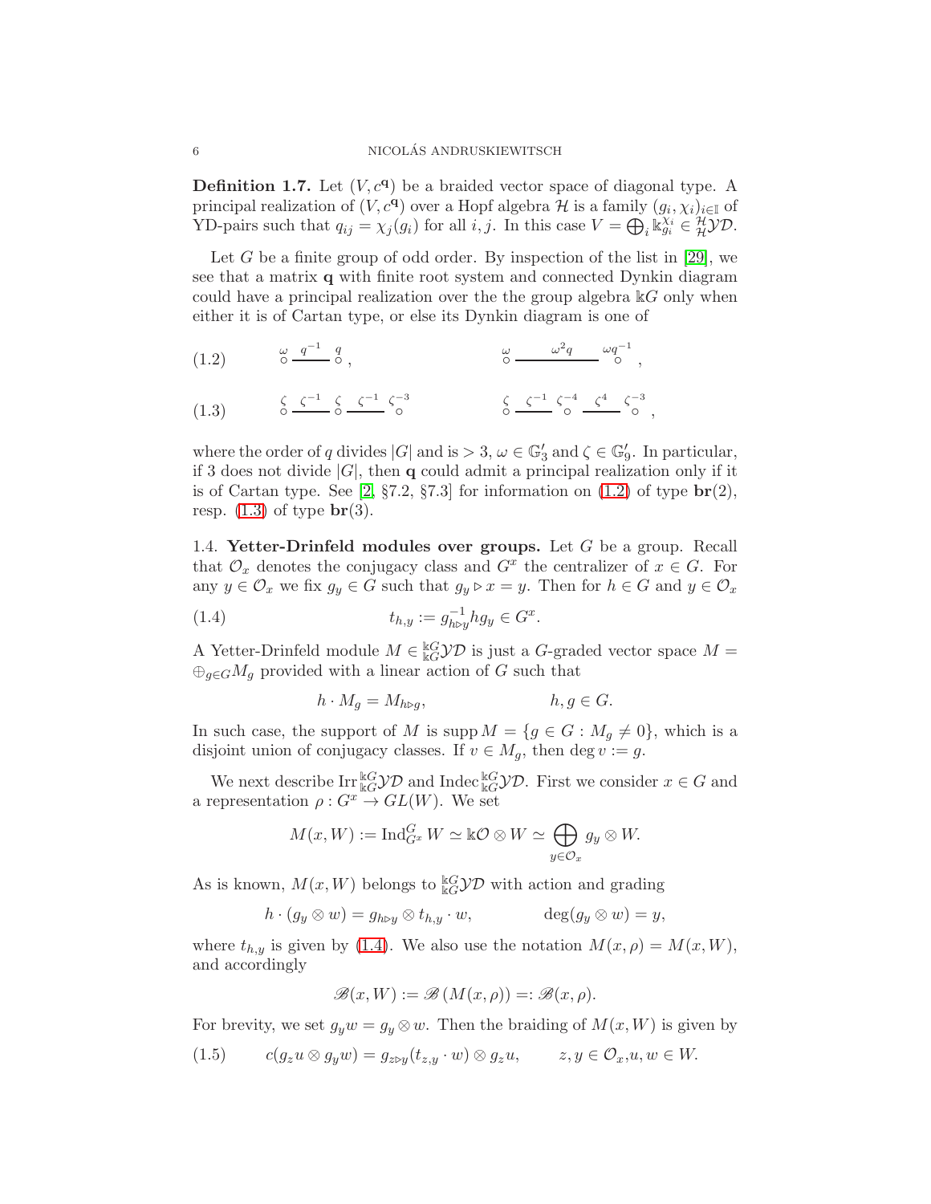**Definition 1.7.** Let $(V, c^{\mathbf{q}})$ be a braided vector space of diagonal type. A principal realization of $(V, c^{\mathbf{q}})$ over a Hopf algebra $\mathcal{H}$ is a family $(g_i, \chi_i)_{i\in\mathbb{I}}$ of YD-pairs such that $q_{ij} = \chi_j(g_i)$ for all $i, j$. In this case $V = \bigoplus_i \Bbbk_{g_i}^{\chi_i} \in {}^{\mathcal{H}}_{\mathcal{H}}\mathcal{YD}$.

Let $G$ be a finite group of odd order. By inspection of the list in [29], we see that a matrix $\mathbf{q}$ with finite root system and connected Dynkin diagram could have a principal realization over the the group algebra $\Bbbk G$ only when either it is of Cartan type, or else its Dynkin diagram is one of

$$\overset{\omega}{\circ}\overset{q^{-1}}{\rule[3pt]{40pt}{0.4pt}}\overset{q}{\circ}\,, \qquad\qquad \overset{\omega}{\circ}\overset{\omega^2 q}{\rule[3pt]{80pt}{0.4pt}}\overset{\omega q^{-1}}{\circ}\,, \tag{1.2}$$

$$\overset{\zeta}{\circ}\overset{\zeta^{-1}}{\rule[3pt]{40pt}{0.4pt}}\overset{\zeta}{\circ}\overset{\zeta^{-1}}{\rule[3pt]{40pt}{0.4pt}}\overset{\zeta^{-3}}{\circ} \qquad\qquad \overset{\zeta}{\circ}\overset{\zeta^{-1}}{\rule[3pt]{40pt}{0.4pt}}\overset{\zeta^{-4}}{\circ}\overset{\zeta^{4}}{\rule[3pt]{40pt}{0.4pt}}\overset{\zeta^{-3}}{\circ}\,, \tag{1.3}$$

where the order of $q$ divides $|G|$ and is $> 3$, $\omega \in \mathbb{G}_3'$ and $\zeta \in \mathbb{G}_9'$. In particular, if 3 does not divide $|G|$, then $\mathbf{q}$ could admit a principal realization only if it is of Cartan type. See [2, §7.2, §7.3] for information on (1.2) of type $\mathbf{br}(2)$, resp. (1.3) of type $\mathbf{br}(3)$.

1.4. **Yetter-Drinfeld modules over groups.** Let $G$ be a group. Recall that $\mathcal{O}_x$ denotes the conjugacy class and $G^x$ the centralizer of $x \in G$. For any $y \in \mathcal{O}_x$ we fix $g_y \in G$ such that $g_y \triangleright x = y$. Then for $h \in G$ and $y \in \mathcal{O}_x$

$$t_{h,y} := g_{h\triangleright y}^{-1} h g_y \in G^x. \tag{1.4}$$

A Yetter-Drinfeld module $M \in {}^{\Bbbk G}_{\Bbbk G}\mathcal{YD}$ is just a $G$-graded vector space $M = \oplus_{g\in G} M_g$ provided with a linear action of $G$ such that

$$h \cdot M_g = M_{h\triangleright g}, \qquad\qquad h, g \in G.$$

In such case, the support of $M$ is $\operatorname{supp} M = \{g \in G : M_g \neq 0\}$, which is a disjoint union of conjugacy classes. If $v \in M_g$, then $\deg v := g$.

We next describe $\operatorname{Irr} {}^{\Bbbk G}_{\Bbbk G}\mathcal{YD}$ and $\operatorname{Indec} {}^{\Bbbk G}_{\Bbbk G}\mathcal{YD}$. First we consider $x \in G$ and a representation $\rho : G^x \to GL(W)$. We set

$$M(x, W) := \operatorname{Ind}_{G^x}^G W \simeq \Bbbk\mathcal{O} \otimes W \simeq \bigoplus_{y\in\mathcal{O}_x} g_y \otimes W.$$

As is known, $M(x, W)$ belongs to ${}^{\Bbbk G}_{\Bbbk G}\mathcal{YD}$ with action and grading

$$h \cdot (g_y \otimes w) = g_{h\triangleright y} \otimes t_{h,y} \cdot w, \qquad\qquad \deg(g_y \otimes w) = y,$$

where $t_{h,y}$ is given by (1.4). We also use the notation $M(x, \rho) = M(x, W)$, and accordingly

$$\mathscr{B}(x, W) := \mathscr{B}(M(x, \rho)) =: \mathscr{B}(x, \rho).$$

For brevity, we set $g_y w = g_y \otimes w$. Then the braiding of $M(x, W)$ is given by

$$c(g_z u \otimes g_y w) = g_{z\triangleright y}(t_{z,y} \cdot w) \otimes g_z u, \qquad z, y \in \mathcal{O}_x, u, w \in W. \tag{1.5}$$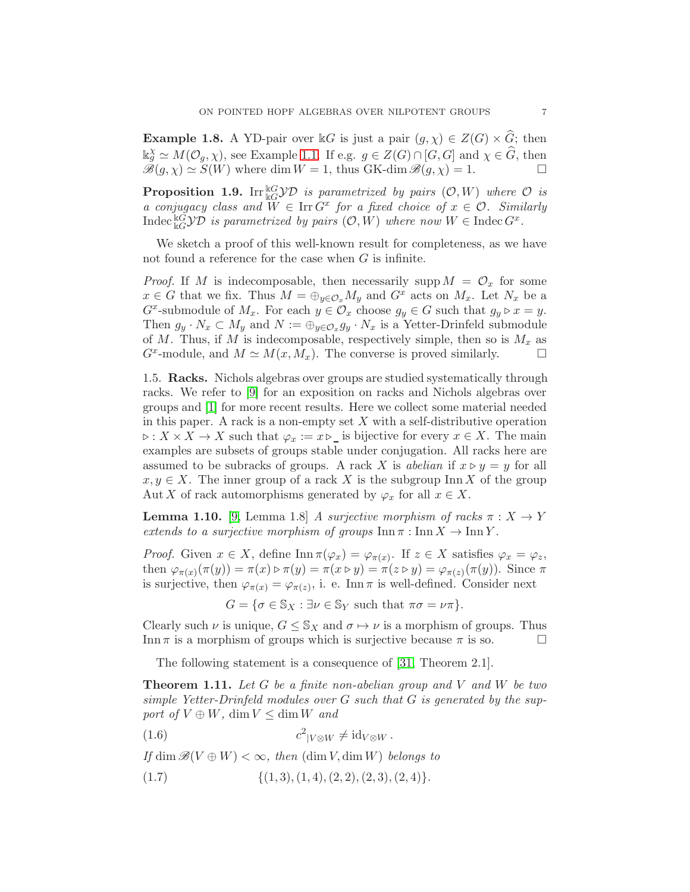**Example 1.8.** A YD-pair over $\Bbbk G$ is just a pair $(g, \chi) \in Z(G) \times \widehat{G}$; then $\Bbbk_g^\chi \simeq M(\mathcal{O}_g, \chi)$, see Example 1.1. If e.g. $g \in Z(G) \cap [G, G]$ and $\chi \in \widehat{G}$, then $\mathscr{B}(g, \chi) \simeq S(W)$ where $\dim W = 1$, thus GK-dim $\mathscr{B}(g, \chi) = 1$. $\square$

**Proposition 1.9.** *$\operatorname{Irr} {}^{\Bbbk G}_{\Bbbk G}\mathcal{YD}$ is parametrized by pairs $(\mathcal{O}, W)$ where $\mathcal{O}$ is a conjugacy class and $W \in \operatorname{Irr} G^x$ for a fixed choice of $x \in \mathcal{O}$. Similarly $\operatorname{Indec} {}^{\Bbbk G}_{\Bbbk G}\mathcal{YD}$ is parametrized by pairs $(\mathcal{O}, W)$ where now $W \in \operatorname{Indec} G^x$.*

We sketch a proof of this well-known result for completeness, as we have not found a reference for the case when $G$ is infinite.

*Proof.* If $M$ is indecomposable, then necessarily $\operatorname{supp} M = \mathcal{O}_x$ for some $x \in G$ that we fix. Thus $M = \oplus_{y \in \mathcal{O}_x} M_y$ and $G^x$ acts on $M_x$. Let $N_x$ be a $G^x$-submodule of $M_x$. For each $y \in \mathcal{O}_x$ choose $g_y \in G$ such that $g_y \triangleright x = y$. Then $g_y \cdot N_x \subset M_y$ and $N := \oplus_{y \in \mathcal{O}_x} g_y \cdot N_x$ is a Yetter-Drinfeld submodule of $M$. Thus, if $M$ is indecomposable, respectively simple, then so is $M_x$ as $G^x$-module, and $M \simeq M(x, M_x)$. The converse is proved similarly. $\square$

1.5. **Racks.** Nichols algebras over groups are studied systematically through racks. We refer to [9] for an exposition on racks and Nichols algebras over groups and [1] for more recent results. Here we collect some material needed in this paper. A rack is a non-empty set $X$ with a self-distributive operation $\triangleright : X \times X \to X$ such that $\varphi_x := x \triangleright \_$ is bijective for every $x \in X$. The main examples are subsets of groups stable under conjugation. All racks here are assumed to be subracks of groups. A rack $X$ is *abelian* if $x \triangleright y = y$ for all $x, y \in X$. The inner group of a rack $X$ is the subgroup $\operatorname{Inn} X$ of the group $\operatorname{Aut} X$ of rack automorphisms generated by $\varphi_x$ for all $x \in X$.

**Lemma 1.10.** [9, Lemma 1.8] *A surjective morphism of racks $\pi : X \to Y$ extends to a surjective morphism of groups $\operatorname{Inn} \pi : \operatorname{Inn} X \to \operatorname{Inn} Y$.*

*Proof.* Given $x \in X$, define $\operatorname{Inn} \pi(\varphi_x) = \varphi_{\pi(x)}$. If $z \in X$ satisfies $\varphi_x = \varphi_z$, then $\varphi_{\pi(x)}(\pi(y)) = \pi(x) \triangleright \pi(y) = \pi(x \triangleright y) = \pi(z \triangleright y) = \varphi_{\pi(z)}(\pi(y))$. Since $\pi$ is surjective, then $\varphi_{\pi(x)} = \varphi_{\pi(z)}$, i. e. $\operatorname{Inn} \pi$ is well-defined. Consider next

$$G = \{\sigma \in \mathbb{S}_X : \exists \nu \in \mathbb{S}_Y \text{ such that } \pi\sigma = \nu\pi\}.$$

Clearly such $\nu$ is unique, $G \leq \mathbb{S}_X$ and $\sigma \mapsto \nu$ is a morphism of groups. Thus $\operatorname{Inn} \pi$ is a morphism of groups which is surjective because $\pi$ is so. $\square$

The following statement is a consequence of [31, Theorem 2.1].

**Theorem 1.11.** *Let $G$ be a finite non-abelian group and $V$ and $W$ be two simple Yetter-Drinfeld modules over $G$ such that $G$ is generated by the support of $V \oplus W$, $\dim V \leq \dim W$ and*

$$c^2_{|V \otimes W} \neq \operatorname{id}_{V \otimes W}. \tag{1.6}$$

*If $\dim \mathscr{B}(V \oplus W) < \infty$, then $(\dim V, \dim W)$ belongs to*

$$\{(1, 3), (1, 4), (2, 2), (2, 3), (2, 4)\}. \tag{1.7}$$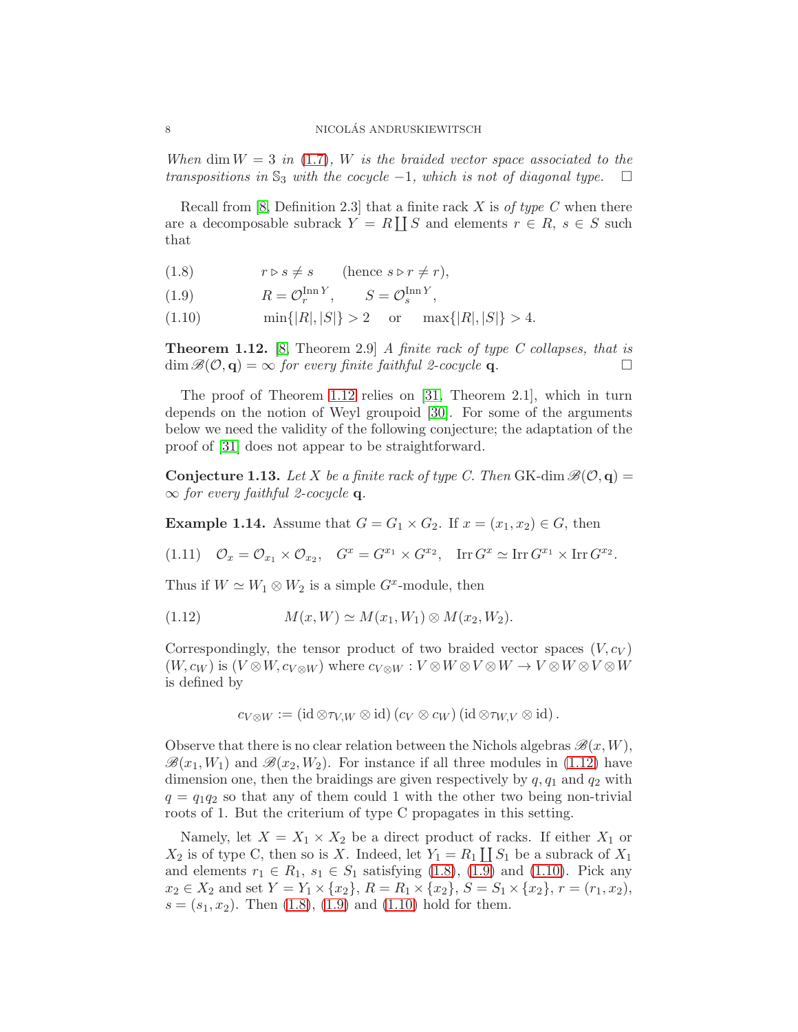*When* $\dim W = 3$ *in* (1.7)*,* $W$ *is the braided vector space associated to the transpositions in* $\mathbb{S}_3$ *with the cocycle* $-1$*, which is not of diagonal type.* $\square$

Recall from [8, Definition 2.3] that a finite rack $X$ is *of type C* when there are a decomposable subrack $Y = R \coprod S$ and elements $r \in R$, $s \in S$ such that

$$r \triangleright s \neq s \qquad (\text{hence } s \triangleright r \neq r), \tag{1.8}$$

$$R = \mathcal{O}_r^{\operatorname{Inn} Y}, \qquad S = \mathcal{O}_s^{\operatorname{Inn} Y}, \tag{1.9}$$

$$\min\{|R|, |S|\} > 2 \quad \text{ or } \quad \max\{|R|, |S|\} > 4. \tag{1.10}$$

**Theorem 1.12.** [8, Theorem 2.9] *A finite rack of type C collapses, that is* $\dim \mathscr{B}(\mathcal{O}, \mathbf{q}) = \infty$ *for every finite faithful 2-cocycle* $\mathbf{q}$*.* $\square$

The proof of Theorem 1.12 relies on [31, Theorem 2.1], which in turn depends on the notion of Weyl groupoid [30]. For some of the arguments below we need the validity of the following conjecture; the adaptation of the proof of [31] does not appear to be straightforward.

**Conjecture 1.13.** *Let* $X$ *be a finite rack of type C. Then* $\operatorname{GK-dim} \mathscr{B}(\mathcal{O}, \mathbf{q}) = \infty$ *for every faithful 2-cocycle* $\mathbf{q}$*.*

**Example 1.14.** Assume that $G = G_1 \times G_2$. If $x = (x_1, x_2) \in G$, then

$$\mathcal{O}_x = \mathcal{O}_{x_1} \times \mathcal{O}_{x_2}, \quad G^x = G^{x_1} \times G^{x_2}, \quad \operatorname{Irr} G^x \simeq \operatorname{Irr} G^{x_1} \times \operatorname{Irr} G^{x_2}. \tag{1.11}$$

Thus if $W \simeq W_1 \otimes W_2$ is a simple $G^x$-module, then

$$M(x, W) \simeq M(x_1, W_1) \otimes M(x_2, W_2). \tag{1.12}$$

Correspondingly, the tensor product of two braided vector spaces $(V, c_V)$ $(W, c_W)$ is $(V \otimes W, c_{V\otimes W})$ where $c_{V\otimes W} : V \otimes W \otimes V \otimes W \to V \otimes W \otimes V \otimes W$ is defined by

$$c_{V\otimes W} := (\operatorname{id} \otimes \tau_{V,W} \otimes \operatorname{id})\,(c_V \otimes c_W)\,(\operatorname{id} \otimes \tau_{W,V} \otimes \operatorname{id}).$$

Observe that there is no clear relation between the Nichols algebras $\mathscr{B}(x, W)$, $\mathscr{B}(x_1, W_1)$ and $\mathscr{B}(x_2, W_2)$. For instance if all three modules in (1.12) have dimension one, then the braidings are given respectively by $q, q_1$ and $q_2$ with $q = q_1 q_2$ so that any of them could 1 with the other two being non-trivial roots of 1. But the criterium of type C propagates in this setting.

Namely, let $X = X_1 \times X_2$ be a direct product of racks. If either $X_1$ or $X_2$ is of type C, then so is $X$. Indeed, let $Y_1 = R_1 \coprod S_1$ be a subrack of $X_1$ and elements $r_1 \in R_1$, $s_1 \in S_1$ satisfying (1.8), (1.9) and (1.10). Pick any $x_2 \in X_2$ and set $Y = Y_1 \times \{x_2\}$, $R = R_1 \times \{x_2\}$, $S = S_1 \times \{x_2\}$, $r = (r_1, x_2)$, $s = (s_1, x_2)$. Then (1.8), (1.9) and (1.10) hold for them.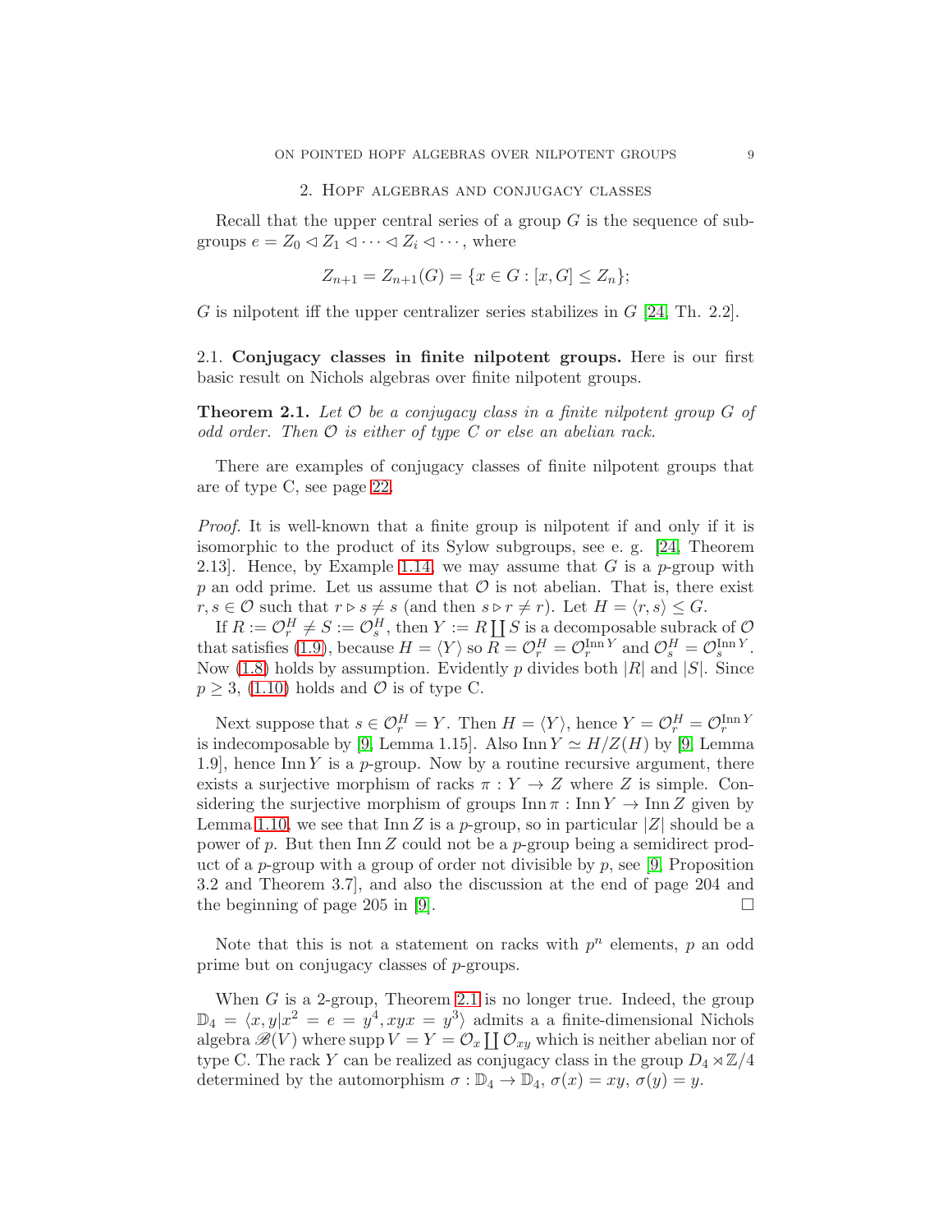## 2. Hopf algebras and conjugacy classes

Recall that the upper central series of a group $G$ is the sequence of subgroups $e = Z_0 \lhd Z_1 \lhd \cdots \lhd Z_i \lhd \cdots$, where

$$Z_{n+1} = Z_{n+1}(G) = \{x \in G : [x, G] \leq Z_n\};$$

$G$ is nilpotent iff the upper centralizer series stabilizes in $G$ [24, Th. 2.2].

### 2.1. Conjugacy classes in finite nilpotent groups.

Here is our first basic result on Nichols algebras over finite nilpotent groups.

**Theorem 2.1.** *Let $\mathcal{O}$ be a conjugacy class in a finite nilpotent group $G$ of odd order. Then $\mathcal{O}$ is either of type C or else an abelian rack.*

There are examples of conjugacy classes of finite nilpotent groups that are of type C, see page 22.

*Proof.* It is well-known that a finite group is nilpotent if and only if it is isomorphic to the product of its Sylow subgroups, see e. g. [24, Theorem 2.13]. Hence, by Example 1.14, we may assume that $G$ is a $p$-group with $p$ an odd prime. Let us assume that $\mathcal{O}$ is not abelian. That is, there exist $r, s \in \mathcal{O}$ such that $r \triangleright s \neq s$ (and then $s \triangleright r \neq r$). Let $H = \langle r, s\rangle \leq G$.

If $R := \mathcal{O}_r^H \neq S := \mathcal{O}_s^H$, then $Y := R \coprod S$ is a decomposable subrack of $\mathcal{O}$ that satisfies (1.9), because $H = \langle Y\rangle$ so $R = \mathcal{O}_r^H = \mathcal{O}_r^{\operatorname{Inn} Y}$ and $\mathcal{O}_s^H = \mathcal{O}_s^{\operatorname{Inn} Y}$. Now (1.8) holds by assumption. Evidently $p$ divides both $|R|$ and $|S|$. Since $p \geq 3$, (1.10) holds and $\mathcal{O}$ is of type C.

Next suppose that $s \in \mathcal{O}_r^H = Y$. Then $H = \langle Y\rangle$, hence $Y = \mathcal{O}_r^H = \mathcal{O}_r^{\operatorname{Inn} Y}$ is indecomposable by [9, Lemma 1.15]. Also $\operatorname{Inn} Y \simeq H/Z(H)$ by [9, Lemma 1.9], hence $\operatorname{Inn} Y$ is a $p$-group. Now by a routine recursive argument, there exists a surjective morphism of racks $\pi : Y \to Z$ where $Z$ is simple. Considering the surjective morphism of groups $\operatorname{Inn} \pi : \operatorname{Inn} Y \to \operatorname{Inn} Z$ given by Lemma 1.10, we see that $\operatorname{Inn} Z$ is a $p$-group, so in particular $|Z|$ should be a power of $p$. But then $\operatorname{Inn} Z$ could not be a $p$-group being a semidirect product of a $p$-group with a group of order not divisible by $p$, see [9, Proposition 3.2 and Theorem 3.7], and also the discussion at the end of page 204 and the beginning of page 205 in [9]. $\square$

Note that this is not a statement on racks with $p^n$ elements, $p$ an odd prime but on conjugacy classes of $p$-groups.

When $G$ is a 2-group, Theorem 2.1 is no longer true. Indeed, the group $\mathbb{D}_4 = \langle x, y | x^2 = e = y^4, xyx = y^3\rangle$ admits a a finite-dimensional Nichols algebra $\mathscr{B}(V)$ where $\operatorname{supp} V = Y = \mathcal{O}_x \coprod \mathcal{O}_{xy}$ which is neither abelian nor of type C. The rack $Y$ can be realized as conjugacy class in the group $D_4 \rtimes \mathbb{Z}/4$ determined by the automorphism $\sigma : \mathbb{D}_4 \to \mathbb{D}_4$, $\sigma(x) = xy$, $\sigma(y) = y$.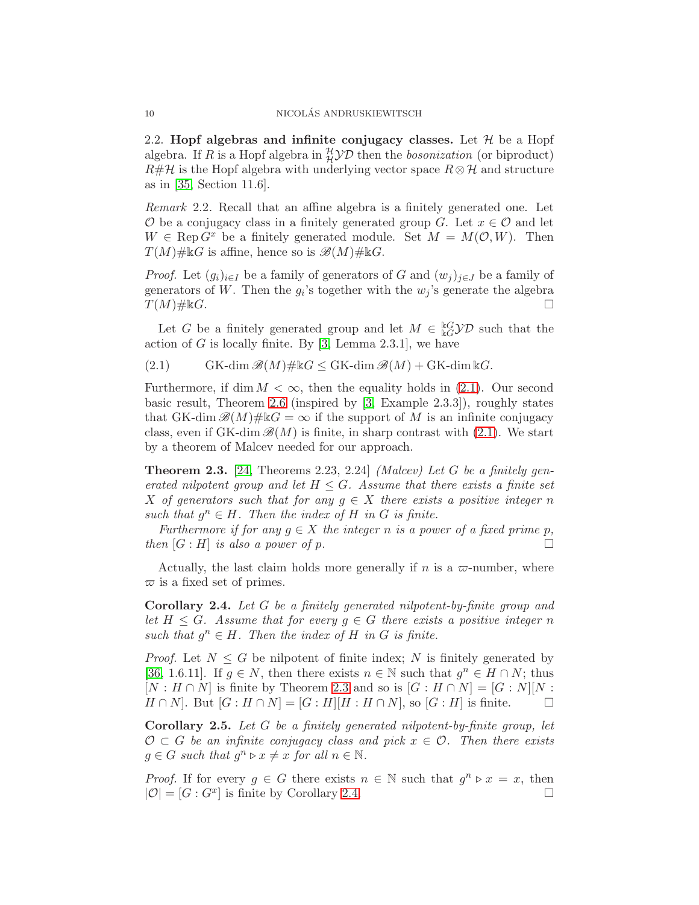2.2. **Hopf algebras and infinite conjugacy classes.** Let $\mathcal{H}$ be a Hopf algebra. If $R$ is a Hopf algebra in ${}^{\mathcal{H}}_{\mathcal{H}}\mathcal{YD}$ then the *bosonization* (or biproduct) $R\#\mathcal{H}$ is the Hopf algebra with underlying vector space $R\otimes\mathcal{H}$ and structure as in [35, Section 11.6].

*Remark* 2.2. Recall that an affine algebra is a finitely generated one. Let $\mathcal{O}$ be a conjugacy class in a finitely generated group $G$. Let $x \in \mathcal{O}$ and let $W \in \operatorname{Rep} G^x$ be a finitely generated module. Set $M = M(\mathcal{O}, W)$. Then $T(M)\#\Bbbk G$ is affine, hence so is $\mathscr{B}(M)\#\Bbbk G$.

*Proof.* Let $(g_i)_{i\in I}$ be a family of generators of $G$ and $(w_j)_{j\in J}$ be a family of generators of $W$. Then the $g_i$'s together with the $w_j$'s generate the algebra $T(M)\#\Bbbk G$. □

Let $G$ be a finitely generated group and let $M \in {}^{\Bbbk G}_{\Bbbk G}\mathcal{YD}$ such that the action of $G$ is locally finite. By [3, Lemma 2.3.1], we have

$$\text{GK-dim}\,\mathscr{B}(M)\#\Bbbk G \leq \text{GK-dim}\,\mathscr{B}(M) + \text{GK-dim}\,\Bbbk G. \tag{2.1}$$

Furthermore, if $\dim M < \infty$, then the equality holds in (2.1). Our second basic result, Theorem 2.6 (inspired by [3, Example 2.3.3]), roughly states that $\text{GK-dim}\,\mathscr{B}(M)\#\Bbbk G = \infty$ if the support of $M$ is an infinite conjugacy class, even if $\text{GK-dim}\,\mathscr{B}(M)$ is finite, in sharp contrast with (2.1). We start by a theorem of Malcev needed for our approach.

**Theorem 2.3.** [24, Theorems 2.23, 2.24] *(Malcev) Let $G$ be a finitely generated nilpotent group and let $H \leq G$. Assume that there exists a finite set $X$ of generators such that for any $g \in X$ there exists a positive integer $n$ such that $g^n \in H$. Then the index of $H$ in $G$ is finite.*

*Furthermore if for any $g \in X$ the integer $n$ is a power of a fixed prime $p$, then $[G : H]$ is also a power of $p$.* □

Actually, the last claim holds more generally if $n$ is a $\varpi$-number, where $\varpi$ is a fixed set of primes.

**Corollary 2.4.** *Let $G$ be a finitely generated nilpotent-by-finite group and let $H \leq G$. Assume that for every $g \in G$ there exists a positive integer $n$ such that $g^n \in H$. Then the index of $H$ in $G$ is finite.*

*Proof.* Let $N \leq G$ be nilpotent of finite index; $N$ is finitely generated by [36, 1.6.11]. If $g \in N$, then there exists $n \in \mathbb{N}$ such that $g^n \in H \cap N$; thus $[N : H \cap N]$ is finite by Theorem 2.3 and so is $[G : H \cap N] = [G : N][N : H \cap N]$. But $[G : H \cap N] = [G : H][H : H \cap N]$, so $[G : H]$ is finite. □

**Corollary 2.5.** *Let $G$ be a finitely generated nilpotent-by-finite group, let $\mathcal{O} \subset G$ be an infinite conjugacy class and pick $x \in \mathcal{O}$. Then there exists $g \in G$ such that $g^n \triangleright x \neq x$ for all $n \in \mathbb{N}$.*

*Proof.* If for every $g \in G$ there exists $n \in \mathbb{N}$ such that $g^n \triangleright x = x$, then $|\mathcal{O}| = [G : G^x]$ is finite by Corollary 2.4. □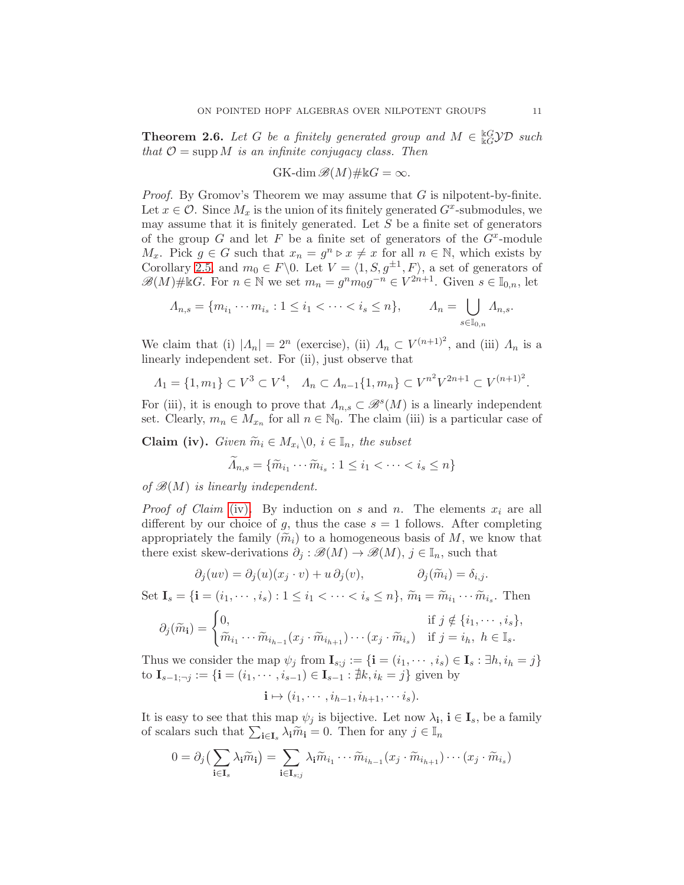**Theorem 2.6.** *Let $G$ be a finitely generated group and $M \in {}^{\Bbbk G}_{\Bbbk G}\mathcal{YD}$ such that $\mathcal{O} = \operatorname{supp} M$ is an infinite conjugacy class. Then*

$$\operatorname{GK-dim} \mathscr{B}(M)\#\Bbbk G = \infty.$$

*Proof.* By Gromov's Theorem we may assume that $G$ is nilpotent-by-finite. Let $x \in \mathcal{O}$. Since $M_x$ is the union of its finitely generated $G^x$-submodules, we may assume that it is finitely generated. Let $S$ be a finite set of generators of the group $G$ and let $F$ be a finite set of generators of the $G^x$-module $M_x$. Pick $g \in G$ such that $x_n = g^n \triangleright x \neq x$ for all $n \in \mathbb{N}$, which exists by Corollary 2.5, and $m_0 \in F\backslash 0$. Let $V = \langle 1, S, g^{\pm 1}, F\rangle$, a set of generators of $\mathscr{B}(M)\#\Bbbk G$. For $n \in \mathbb{N}$ we set $m_n = g^n m_0 g^{-n} \in V^{2n+1}$. Given $s \in \mathbb{I}_{0,n}$, let

$$\varLambda_{n,s} = \{m_{i_1} \cdots m_{i_s} : 1 \leq i_1 < \cdots < i_s \leq n\}, \qquad \varLambda_n = \bigcup_{s \in \mathbb{I}_{0,n}} \varLambda_{n,s}.$$

We claim that (i) $|\varLambda_n| = 2^n$ (exercise), (ii) $\varLambda_n \subset V^{(n+1)^2}$, and (iii) $\varLambda_n$ is a linearly independent set. For (ii), just observe that

$$\varLambda_1 = \{1, m_1\} \subset V^3 \subset V^4, \quad \varLambda_n \subset \varLambda_{n-1}\{1, m_n\} \subset V^{n^2} V^{2n+1} \subset V^{(n+1)^2}.$$

For (iii), it is enough to prove that $\varLambda_{n,s} \subset \mathscr{B}^s(M)$ is a linearly independent set. Clearly, $m_n \in M_{x_n}$ for all $n \in \mathbb{N}_0$. The claim (iii) is a particular case of

**Claim (iv).** *Given $\widetilde{m}_i \in M_{x_i}\backslash 0$, $i \in \mathbb{I}_n$, the subset*

$$\widetilde{\varLambda}_{n,s} = \{\widetilde{m}_{i_1} \cdots \widetilde{m}_{i_s} : 1 \leq i_1 < \cdots < i_s \leq n\}$$

*of $\mathscr{B}(M)$ is linearly independent.*

*Proof of Claim (iv).* By induction on $s$ and $n$. The elements $x_i$ are all different by our choice of $g$, thus the case $s = 1$ follows. After completing appropriately the family $(\widetilde{m}_i)$ to a homogeneous basis of $M$, we know that there exist skew-derivations $\partial_j : \mathscr{B}(M) \to \mathscr{B}(M)$, $j \in \mathbb{I}_n$, such that

$$\partial_j(uv) = \partial_j(u)(x_j \cdot v) + u\, \partial_j(v), \qquad\qquad \partial_j(\widetilde{m}_i) = \delta_{i,j}.$$

Set $\mathbf{I}_s = \{\mathbf{i} = (i_1, \cdots, i_s) : 1 \leq i_1 < \cdots < i_s \leq n\}$, $\widetilde{m}_{\mathbf{i}} = \widetilde{m}_{i_1} \cdots \widetilde{m}_{i_s}$. Then

$$\partial_j(\widetilde{m}_{\mathbf{i}}) = \begin{cases} 0, & \text{if } j \notin \{i_1, \cdots, i_s\}, \\ \widetilde{m}_{i_1} \cdots \widetilde{m}_{i_{h-1}} (x_j \cdot \widetilde{m}_{i_{h+1}}) \cdots (x_j \cdot \widetilde{m}_{i_s}) & \text{if } j = i_h,\ h \in \mathbb{I}_s. \end{cases}$$

Thus we consider the map $\psi_j$ from $\mathbf{I}_{s;j} := \{\mathbf{i} = (i_1, \cdots, i_s) \in \mathbf{I}_s : \exists h, i_h = j\}$ to $\mathbf{I}_{s-1;\neg j} := \{\mathbf{i} = (i_1, \cdots, i_{s-1}) \in \mathbf{I}_{s-1} : \nexists k, i_k = j\}$ given by

$$\mathbf{i} \mapsto (i_1, \cdots, i_{h-1}, i_{h+1}, \cdots i_s).$$

It is easy to see that this map $\psi_j$ is bijective. Let now $\lambda_{\mathbf{i}}$, $\mathbf{i} \in \mathbf{I}_s$, be a family of scalars such that $\sum_{\mathbf{i} \in \mathbf{I}_s} \lambda_{\mathbf{i}} \widetilde{m}_{\mathbf{i}} = 0$. Then for any $j \in \mathbb{I}_n$

$$0 = \partial_j\big(\sum_{\mathbf{i} \in \mathbf{I}_s} \lambda_{\mathbf{i}} \widetilde{m}_{\mathbf{i}}\big) = \sum_{\mathbf{i} \in \mathbf{I}_{s;j}} \lambda_{\mathbf{i}} \widetilde{m}_{i_1} \cdots \widetilde{m}_{i_{h-1}} (x_j \cdot \widetilde{m}_{i_{h+1}}) \cdots (x_j \cdot \widetilde{m}_{i_s})$$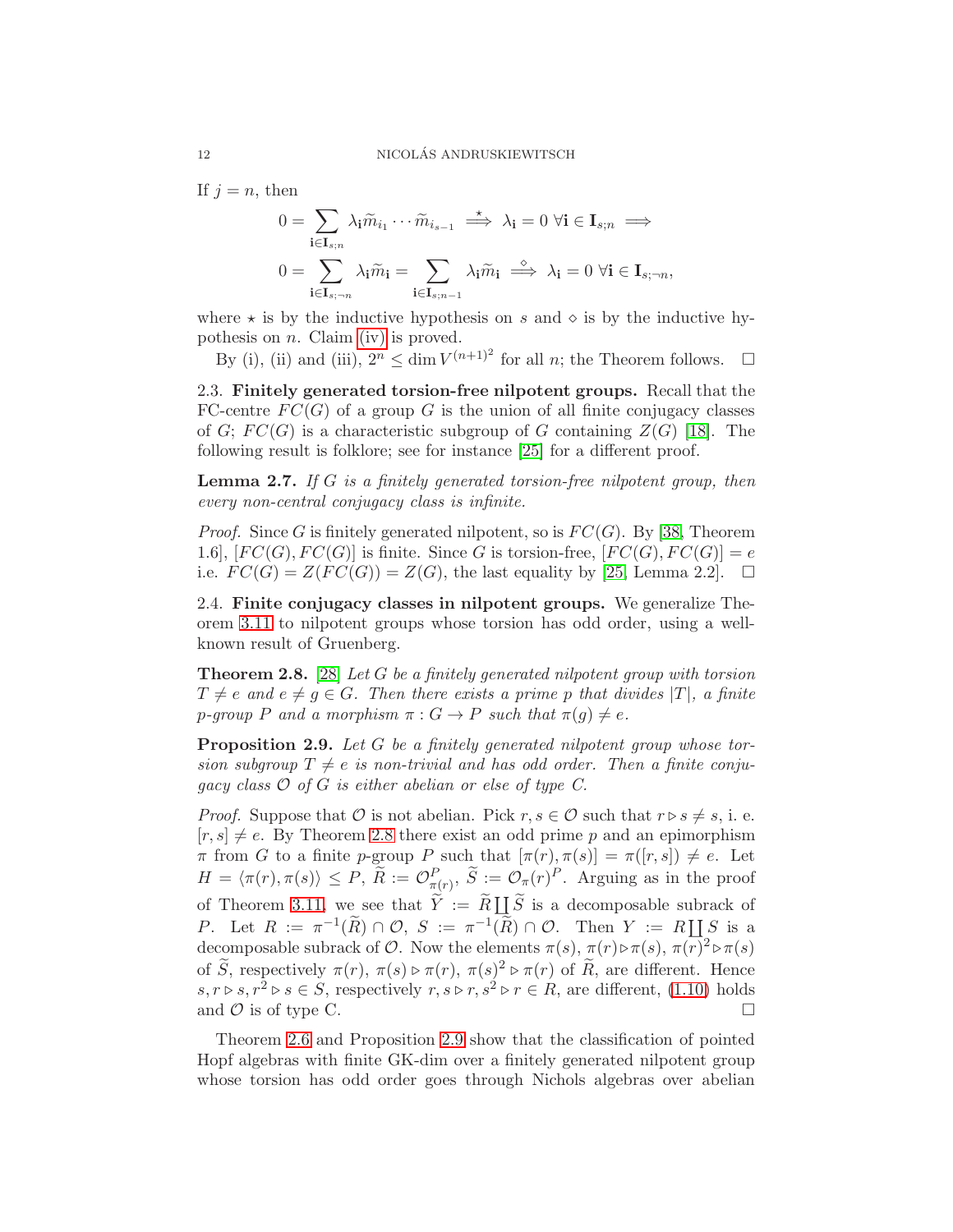If $j = n$, then

$$0 = \sum_{\mathbf{i} \in \mathbf{I}_{s;n}} \lambda_{\mathbf{i}} \widetilde{m}_{i_1} \cdots \widetilde{m}_{i_{s-1}} \overset{\star}{\Longrightarrow} \lambda_{\mathbf{i}} = 0 \ \forall \mathbf{i} \in \mathbf{I}_{s;n} \implies$$

$$0 = \sum_{\mathbf{i} \in \mathbf{I}_{s;\neg n}} \lambda_{\mathbf{i}} \widetilde{m}_{\mathbf{i}} = \sum_{\mathbf{i} \in \mathbf{I}_{s;n-1}} \lambda_{\mathbf{i}} \widetilde{m}_{\mathbf{i}} \overset{\diamond}{\Longrightarrow} \lambda_{\mathbf{i}} = 0 \ \forall \mathbf{i} \in \mathbf{I}_{s;\neg n},$$

where $\star$ is by the inductive hypothesis on $s$ and $\diamond$ is by the inductive hypothesis on $n$. Claim (iv) is proved.

By (i), (ii) and (iii), $2^n \leq \dim V^{(n+1)^2}$ for all $n$; the Theorem follows. $\square$

### 2.3. Finitely generated torsion-free nilpotent groups.

Recall that the FC-centre $FC(G)$ of a group $G$ is the union of all finite conjugacy classes of $G$; $FC(G)$ is a characteristic subgroup of $G$ containing $Z(G)$ [18]. The following result is folklore; see for instance [25] for a different proof.

**Lemma 2.7.** *If $G$ is a finitely generated torsion-free nilpotent group, then every non-central conjugacy class is infinite.*

*Proof.* Since $G$ is finitely generated nilpotent, so is $FC(G)$. By [38, Theorem 1.6], $[FC(G), FC(G)]$ is finite. Since $G$ is torsion-free, $[FC(G), FC(G)] = e$ i.e. $FC(G) = Z(FC(G)) = Z(G)$, the last equality by [25, Lemma 2.2]. $\square$

### 2.4. Finite conjugacy classes in nilpotent groups.

We generalize Theorem 3.11 to nilpotent groups whose torsion has odd order, using a well-known result of Gruenberg.

**Theorem 2.8.** [28] *Let $G$ be a finitely generated nilpotent group with torsion $T \neq e$ and $e \neq g \in G$. Then there exists a prime $p$ that divides $|T|$, a finite $p$-group $P$ and a morphism $\pi : G \to P$ such that $\pi(g) \neq e$.*

**Proposition 2.9.** *Let $G$ be a finitely generated nilpotent group whose torsion subgroup $T \neq e$ is non-trivial and has odd order. Then a finite conjugacy class $\mathcal{O}$ of $G$ is either abelian or else of type C.*

*Proof.* Suppose that $\mathcal{O}$ is not abelian. Pick $r, s \in \mathcal{O}$ such that $r \triangleright s \neq s$, i. e. $[r, s] \neq e$. By Theorem 2.8 there exist an odd prime $p$ and an epimorphism $\pi$ from $G$ to a finite $p$-group $P$ such that $[\pi(r), \pi(s)] = \pi([r, s]) \neq e$. Let $H = \langle \pi(r), \pi(s) \rangle \leq P$, $\widetilde{R} := \mathcal{O}^P_{\pi(r)}$, $\widetilde{S} := \mathcal{O}_\pi(r)^P$. Arguing as in the proof of Theorem 3.11, we see that $\widetilde{Y} := \widetilde{R} \coprod \widetilde{S}$ is a decomposable subrack of $P$. Let $R := \pi^{-1}(\widetilde{R}) \cap \mathcal{O}$, $S := \pi^{-1}(\widetilde{R}) \cap \mathcal{O}$. Then $Y := R \coprod S$ is a decomposable subrack of $\mathcal{O}$. Now the elements $\pi(s)$, $\pi(r) \triangleright \pi(s)$, $\pi(r)^2 \triangleright \pi(s)$ of $\widetilde{S}$, respectively $\pi(r)$, $\pi(s) \triangleright \pi(r)$, $\pi(s)^2 \triangleright \pi(r)$ of $\widetilde{R}$, are different. Hence $s, r \triangleright s, r^2 \triangleright s \in S$, respectively $r, s \triangleright r, s^2 \triangleright r \in R$, are different, (1.10) holds and $\mathcal{O}$ is of type C. $\square$

Theorem 2.6 and Proposition 2.9 show that the classification of pointed Hopf algebras with finite GK-dim over a finitely generated nilpotent group whose torsion has odd order goes through Nichols algebras over abelian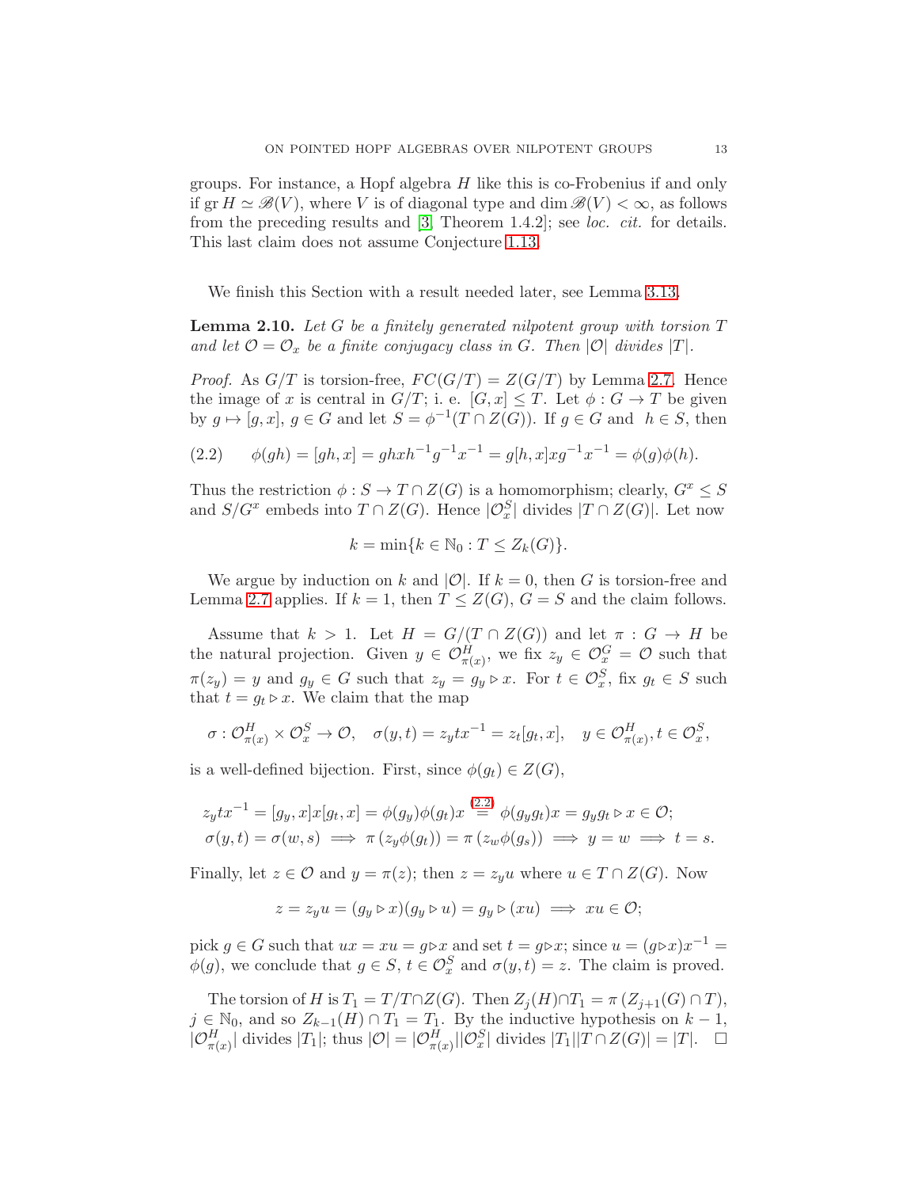groups. For instance, a Hopf algebra $H$ like this is co-Frobenius if and only if $\operatorname{gr} H \simeq \mathscr{B}(V)$, where $V$ is of diagonal type and $\dim \mathscr{B}(V) < \infty$, as follows from the preceding results and [3, Theorem 1.4.2]; see *loc. cit.* for details. This last claim does not assume Conjecture 1.13.

We finish this Section with a result needed later, see Lemma 3.13.

**Lemma 2.10.** *Let $G$ be a finitely generated nilpotent group with torsion $T$ and let $\mathcal{O} = \mathcal{O}_x$ be a finite conjugacy class in $G$. Then $|\mathcal{O}|$ divides $|T|$.*

*Proof.* As $G/T$ is torsion-free, $FC(G/T) = Z(G/T)$ by Lemma 2.7. Hence the image of $x$ is central in $G/T$; i. e. $[G, x] \leq T$. Let $\phi : G \to T$ be given by $g \mapsto [g, x]$, $g \in G$ and let $S = \phi^{-1}(T \cap Z(G))$. If $g \in G$ and $h \in S$, then

$$\phi(gh) = [gh, x] = ghxh^{-1}g^{-1}x^{-1} = g[h, x]xg^{-1}x^{-1} = \phi(g)\phi(h). \tag{2.2}$$

Thus the restriction $\phi : S \to T \cap Z(G)$ is a homomorphism; clearly, $G^x \leq S$ and $S/G^x$ embeds into $T \cap Z(G)$. Hence $|\mathcal{O}^S_x|$ divides $|T \cap Z(G)|$. Let now

$$k = \min\{k \in \mathbb{N}_0 : T \leq Z_k(G)\}.$$

We argue by induction on $k$ and $|\mathcal{O}|$. If $k = 0$, then $G$ is torsion-free and Lemma 2.7 applies. If $k = 1$, then $T \leq Z(G)$, $G = S$ and the claim follows.

Assume that $k > 1$. Let $H = G/(T \cap Z(G))$ and let $\pi : G \to H$ be the natural projection. Given $y \in \mathcal{O}^H_{\pi(x)}$, we fix $z_y \in \mathcal{O}^G_x = \mathcal{O}$ such that $\pi(z_y) = y$ and $g_y \in G$ such that $z_y = g_y \triangleright x$. For $t \in \mathcal{O}^S_x$, fix $g_t \in S$ such that $t = g_t \triangleright x$. We claim that the map

$$\sigma : \mathcal{O}^H_{\pi(x)} \times \mathcal{O}^S_x \to \mathcal{O}, \quad \sigma(y, t) = z_y t x^{-1} = z_t[g_t, x], \quad y \in \mathcal{O}^H_{\pi(x)}, t \in \mathcal{O}^S_x,$$

is a well-defined bijection. First, since $\phi(g_t) \in Z(G)$,

$$\begin{aligned}
&z_y t x^{-1} = [g_y, x]x[g_t, x] = \phi(g_y)\phi(g_t)x \overset{(2.2)}{=} \phi(g_y g_t)x = g_y g_t \triangleright x \in \mathcal{O};\\
&\sigma(y, t) = \sigma(w, s) \implies \pi\left(z_y \phi(g_t)\right) = \pi\left(z_w \phi(g_s)\right) \implies y = w \implies t = s.
\end{aligned}$$

Finally, let $z \in \mathcal{O}$ and $y = \pi(z)$; then $z = z_y u$ where $u \in T \cap Z(G)$. Now

$$z = z_y u = (g_y \triangleright x)(g_y \triangleright u) = g_y \triangleright (xu) \implies xu \in \mathcal{O};$$

pick $g \in G$ such that $ux = xu = g \triangleright x$ and set $t = g \triangleright x$; since $u = (g \triangleright x)x^{-1} = \phi(g)$, we conclude that $g \in S$, $t \in \mathcal{O}^S_x$ and $\sigma(y, t) = z$. The claim is proved.

The torsion of $H$ is $T_1 = T/T \cap Z(G)$. Then $Z_j(H) \cap T_1 = \pi\left(Z_{j+1}(G) \cap T\right)$, $j \in \mathbb{N}_0$, and so $Z_{k-1}(H) \cap T_1 = T_1$. By the inductive hypothesis on $k - 1$, $|\mathcal{O}^H_{\pi(x)}|$ divides $|T_1|$; thus $|\mathcal{O}| = |\mathcal{O}^H_{\pi(x)}||\mathcal{O}^S_x|$ divides $|T_1||T \cap Z(G)| = |T|$. $\square$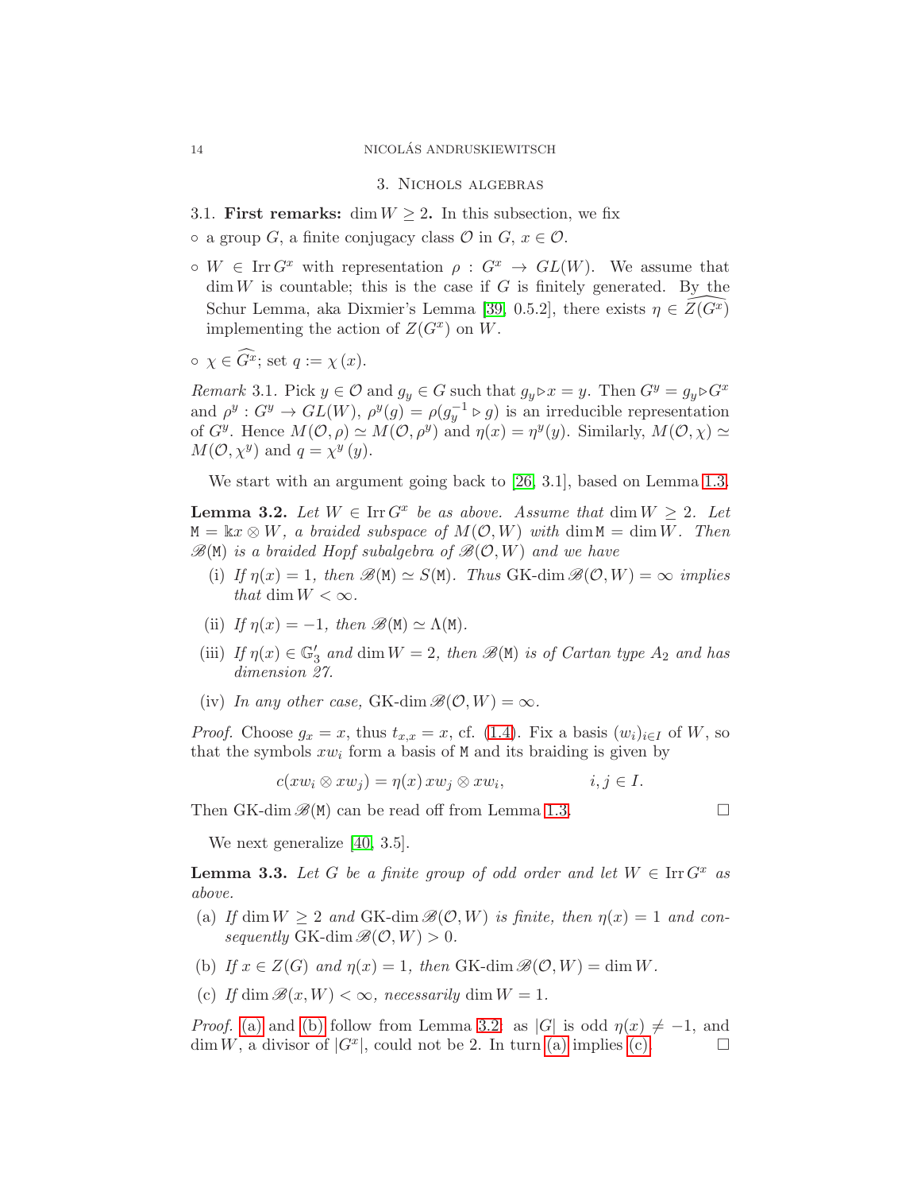## 3. Nichols algebras

### 3.1. **First remarks:** $\dim W \geq 2$.

In this subsection, we fix

- ◦ a group $G$, a finite conjugacy class $\mathcal{O}$ in $G$, $x \in \mathcal{O}$.
- ◦ $W \in \operatorname{Irr} G^x$ with representation $\rho : G^x \to GL(W)$. We assume that $\dim W$ is countable; this is the case if $G$ is finitely generated. By the Schur Lemma, aka Dixmier's Lemma [39, 0.5.2], there exists $\eta \in \widehat{Z(G^x)}$ implementing the action of $Z(G^x)$ on $W$.
- ◦ $\chi \in \widehat{G^x}$; set $q := \chi(x)$.

*Remark* 3.1. Pick $y \in \mathcal{O}$ and $g_y \in G$ such that $g_y \triangleright x = y$. Then $G^y = g_y \triangleright G^x$ and $\rho^y : G^y \to GL(W)$, $\rho^y(g) = \rho(g_y^{-1} \triangleright g)$ is an irreducible representation of $G^y$. Hence $M(\mathcal{O}, \rho) \simeq M(\mathcal{O}, \rho^y)$ and $\eta(x) = \eta^y(y)$. Similarly, $M(\mathcal{O}, \chi) \simeq M(\mathcal{O}, \chi^y)$ and $q = \chi^y(y)$.

We start with an argument going back to [26, 3.1], based on Lemma 1.3.

**Lemma 3.2.** *Let $W \in \operatorname{Irr} G^x$ be as above. Assume that $\dim W \geq 2$. Let $\mathtt{M} = \Bbbk x \otimes W$, a braided subspace of $M(\mathcal{O}, W)$ with $\dim \mathtt{M} = \dim W$. Then $\mathscr{B}(\mathtt{M})$ is a braided Hopf subalgebra of $\mathscr{B}(\mathcal{O}, W)$ and we have*

- (i) *If $\eta(x) = 1$, then $\mathscr{B}(\mathtt{M}) \simeq S(\mathtt{M})$. Thus $\operatorname{GK-dim} \mathscr{B}(\mathcal{O}, W) = \infty$ implies that $\dim W < \infty$.*
- (ii) *If $\eta(x) = -1$, then $\mathscr{B}(\mathtt{M}) \simeq \Lambda(\mathtt{M})$.*
- (iii) *If $\eta(x) \in \mathbb{G}'_3$ and $\dim W = 2$, then $\mathscr{B}(\mathtt{M})$ is of Cartan type $A_2$ and has dimension 27.*
- (iv) *In any other case, $\operatorname{GK-dim} \mathscr{B}(\mathcal{O}, W) = \infty$.*

*Proof.* Choose $g_x = x$, thus $t_{x,x} = x$, cf. (1.4). Fix a basis $(w_i)_{i \in I}$ of $W$, so that the symbols $xw_i$ form a basis of $\mathtt{M}$ and its braiding is given by

$$c(xw_i \otimes xw_j) = \eta(x)\, xw_j \otimes xw_i, \qquad i, j \in I.$$

Then $\operatorname{GK-dim} \mathscr{B}(\mathtt{M})$ can be read off from Lemma 1.3. □

We next generalize [40, 3.5].

**Lemma 3.3.** *Let $G$ be a finite group of odd order and let $W \in \operatorname{Irr} G^x$ as above.*

- (a) *If $\dim W \geq 2$ and $\operatorname{GK-dim} \mathscr{B}(\mathcal{O}, W)$ is finite, then $\eta(x) = 1$ and consequently $\operatorname{GK-dim} \mathscr{B}(\mathcal{O}, W) > 0$.*
- (b) *If $x \in Z(G)$ and $\eta(x) = 1$, then $\operatorname{GK-dim} \mathscr{B}(\mathcal{O}, W) = \dim W$.*
- (c) *If $\dim \mathscr{B}(x, W) < \infty$, necessarily $\dim W = 1$.*

*Proof.* (a) and (b) follow from Lemma 3.2: as $|G|$ is odd $\eta(x) \neq -1$, and $\dim W$, a divisor of $|G^x|$, could not be 2. In turn (a) implies (c). □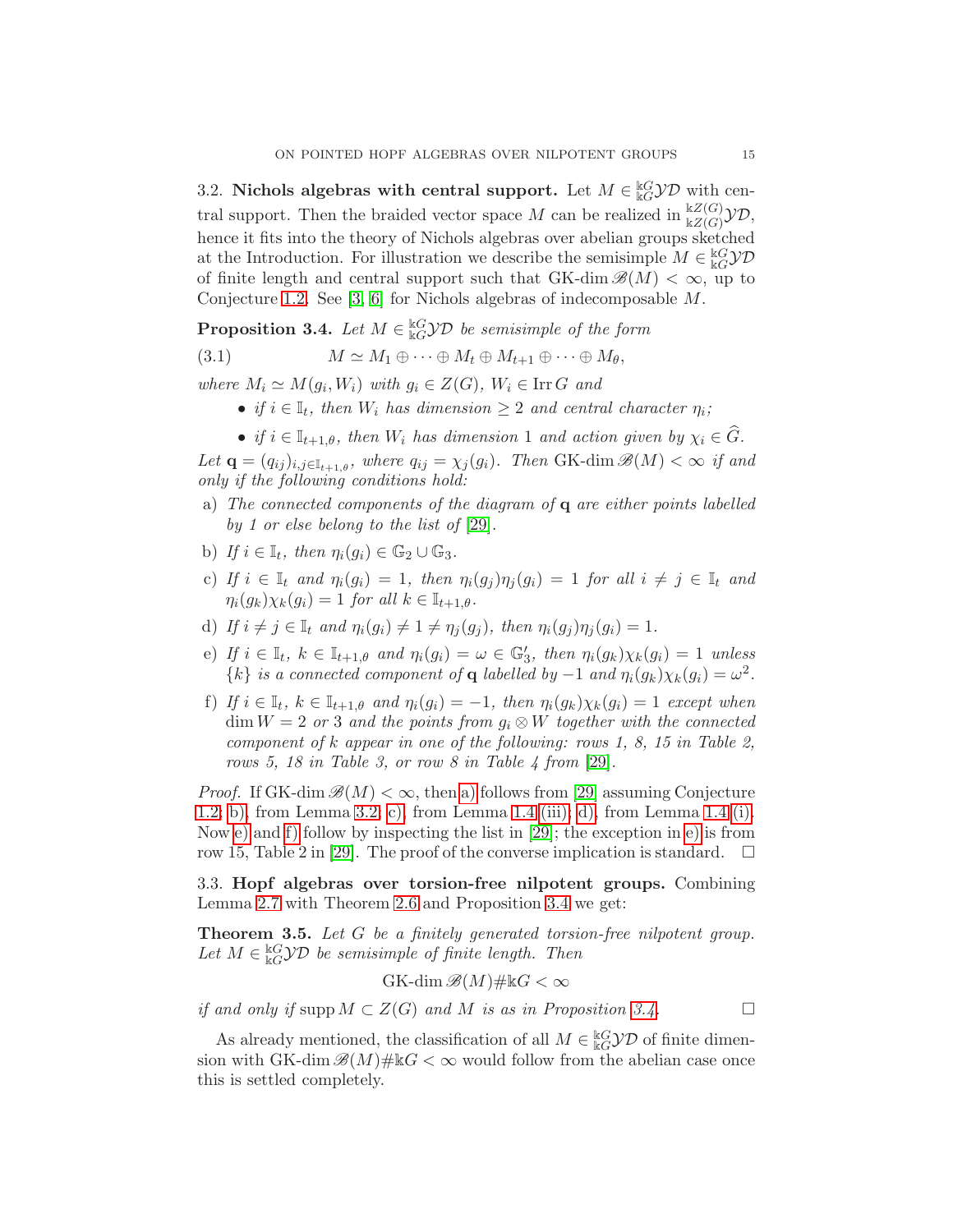3.2. **Nichols algebras with central support.** Let $M \in {}^{\Bbbk G}_{\Bbbk G}\mathcal{YD}$ with central support. Then the braided vector space $M$ can be realized in ${}^{\Bbbk Z(G)}_{\Bbbk Z(G)}\mathcal{YD}$, hence it fits into the theory of Nichols algebras over abelian groups sketched at the Introduction. For illustration we describe the semisimple $M \in {}^{\Bbbk G}_{\Bbbk G}\mathcal{YD}$ of finite length and central support such that $\operatorname{GK-dim} \mathscr{B}(M) < \infty$, up to Conjecture 1.2. See [3, 6] for Nichols algebras of indecomposable $M$.

**Proposition 3.4.** *Let $M \in {}^{\Bbbk G}_{\Bbbk G}\mathcal{YD}$ be semisimple of the form*

$$M \simeq M_1 \oplus \cdots \oplus M_t \oplus M_{t+1} \oplus \cdots \oplus M_\theta, \tag{3.1}$$

*where $M_i \simeq M(g_i, W_i)$ with $g_i \in Z(G)$, $W_i \in \operatorname{Irr} G$ and*

- *if $i \in \mathbb{I}_t$, then $W_i$ has dimension $\geq 2$ and central character $\eta_i$;*
- *if $i \in \mathbb{I}_{t+1,\theta}$, then $W_i$ has dimension 1 and action given by $\chi_i \in \widehat{G}$.*

*Let $\mathbf{q} = (q_{ij})_{i,j \in \mathbb{I}_{t+1,\theta}}$, where $q_{ij} = \chi_j(g_i)$. Then $\operatorname{GK-dim} \mathscr{B}(M) < \infty$ if and only if the following conditions hold:*

a) *The connected components of the diagram of $\mathbf{q}$ are either points labelled by 1 or else belong to the list of [29].*
b) *If $i \in \mathbb{I}_t$, then $\eta_i(g_i) \in \mathbb{G}_2 \cup \mathbb{G}_3$.*
c) *If $i \in \mathbb{I}_t$ and $\eta_i(g_i) = 1$, then $\eta_i(g_j)\eta_j(g_i) = 1$ for all $i \neq j \in \mathbb{I}_t$ and $\eta_i(g_k)\chi_k(g_i) = 1$ for all $k \in \mathbb{I}_{t+1,\theta}$.*
d) *If $i \neq j \in \mathbb{I}_t$ and $\eta_i(g_i) \neq 1 \neq \eta_j(g_j)$, then $\eta_i(g_j)\eta_j(g_i) = 1$.*
e) *If $i \in \mathbb{I}_t$, $k \in \mathbb{I}_{t+1,\theta}$ and $\eta_i(g_i) = \omega \in \mathbb{G}'_3$, then $\eta_i(g_k)\chi_k(g_i) = 1$ unless $\{k\}$ is a connected component of $\mathbf{q}$ labelled by $-1$ and $\eta_i(g_k)\chi_k(g_i) = \omega^2$.*
f) *If $i \in \mathbb{I}_t$, $k \in \mathbb{I}_{t+1,\theta}$ and $\eta_i(g_i) = -1$, then $\eta_i(g_k)\chi_k(g_i) = 1$ except when $\dim W = 2$ or $3$ and the points from $g_i \otimes W$ together with the connected component of $k$ appear in one of the following: rows 1, 8, 15 in Table 2, rows 5, 18 in Table 3, or row 8 in Table 4 from [29].*

*Proof.* If $\operatorname{GK-dim} \mathscr{B}(M) < \infty$, then a) follows from [29] assuming Conjecture 1.2; b), from Lemma 3.2; c), from Lemma 1.4 (iii); d), from Lemma 1.4 (i). Now e) and f) follow by inspecting the list in [29]; the exception in e) is from row 15, Table 2 in [29]. The proof of the converse implication is standard. $\square$

3.3. **Hopf algebras over torsion-free nilpotent groups.** Combining Lemma 2.7 with Theorem 2.6 and Proposition 3.4 we get:

**Theorem 3.5.** *Let $G$ be a finitely generated torsion-free nilpotent group. Let $M \in {}^{\Bbbk G}_{\Bbbk G}\mathcal{YD}$ be semisimple of finite length. Then*

$$\operatorname{GK-dim} \mathscr{B}(M)\#\Bbbk G < \infty$$

*if and only if $\operatorname{supp} M \subset Z(G)$ and $M$ is as in Proposition 3.4.* $\square$

As already mentioned, the classification of all $M \in {}^{\Bbbk G}_{\Bbbk G}\mathcal{YD}$ of finite dimension with $\operatorname{GK-dim} \mathscr{B}(M)\#\Bbbk G < \infty$ would follow from the abelian case once this is settled completely.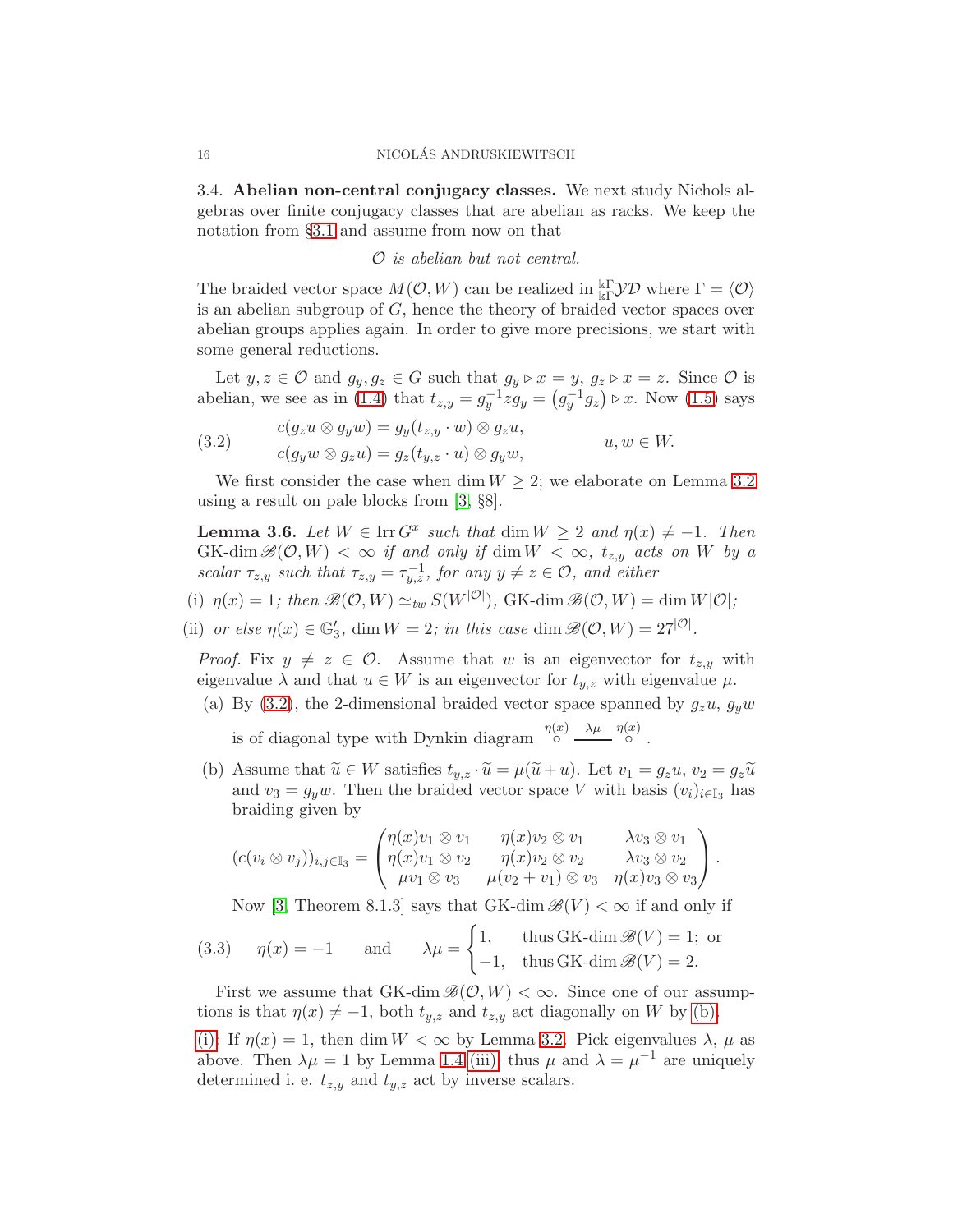### 3.4. Abelian non-central conjugacy classes.

We next study Nichols algebras over finite conjugacy classes that are abelian as racks. We keep the notation from §3.1 and assume from now on that

$$\mathcal{O} \text{ is abelian but not central.}$$

The braided vector space $M(\mathcal{O}, W)$ can be realized in ${}^{\Bbbk\Gamma}_{\Bbbk\Gamma}\mathcal{YD}$ where $\Gamma = \langle \mathcal{O} \rangle$ is an abelian subgroup of $G$, hence the theory of braided vector spaces over abelian groups applies again. In order to give more precisions, we start with some general reductions.

Let $y, z \in \mathcal{O}$ and $g_y, g_z \in G$ such that $g_y \triangleright x = y$, $g_z \triangleright x = z$. Since $\mathcal{O}$ is abelian, we see as in (1.4) that $t_{z,y} = g_y^{-1} z g_y = \left(g_y^{-1} g_z\right) \triangleright x$. Now (1.5) says

$$\begin{aligned} c(g_z u \otimes g_y w) &= g_y(t_{z,y} \cdot w) \otimes g_z u, \\ c(g_y w \otimes g_z u) &= g_z(t_{y,z} \cdot u) \otimes g_y w, \end{aligned} \qquad u, w \in W. \tag{3.2}$$

We first consider the case when $\dim W \geq 2$; we elaborate on Lemma 3.2 using a result on pale blocks from [3, §8].

**Lemma 3.6.** *Let $W \in \operatorname{Irr} G^x$ such that $\dim W \geq 2$ and $\eta(x) \neq -1$. Then $\operatorname{GK-dim} \mathscr{B}(\mathcal{O}, W) < \infty$ if and only if $\dim W < \infty$, $t_{z,y}$ acts on $W$ by a scalar $\tau_{z,y}$ such that $\tau_{z,y} = \tau_{y,z}^{-1}$, for any $y \neq z \in \mathcal{O}$, and either*

(i) *$\eta(x) = 1$; then $\mathscr{B}(\mathcal{O}, W) \simeq_{tw} S(W^{|\mathcal{O}|})$, $\operatorname{GK-dim} \mathscr{B}(\mathcal{O}, W) = \dim W |\mathcal{O}|$;*

(ii) *or else $\eta(x) \in \mathbb{G}_3'$, $\dim W = 2$; in this case $\dim \mathscr{B}(\mathcal{O}, W) = 27^{|\mathcal{O}|}$.*

*Proof.* Fix $y \neq z \in \mathcal{O}$. Assume that $w$ is an eigenvector for $t_{z,y}$ with eigenvalue $\lambda$ and that $u \in W$ is an eigenvector for $t_{y,z}$ with eigenvalue $\mu$.

(a) By (3.2), the 2-dimensional braided vector space spanned by $g_z u$, $g_y w$ is of diagonal type with Dynkin diagram $\overset{\eta(x)}{\circ} \overset{\lambda\mu}{\text{———}} \overset{\eta(x)}{\circ}$.

(b) Assume that $\widetilde{u} \in W$ satisfies $t_{y,z} \cdot \widetilde{u} = \mu(\widetilde{u} + u)$. Let $v_1 = g_z u$, $v_2 = g_z \widetilde{u}$ and $v_3 = g_y w$. Then the braided vector space $V$ with basis $(v_i)_{i \in \mathbb{I}_3}$ has braiding given by

$$(c(v_i \otimes v_j))_{i,j \in \mathbb{I}_3} = \begin{pmatrix} \eta(x) v_1 \otimes v_1 & \eta(x) v_2 \otimes v_1 & \lambda v_3 \otimes v_1 \\ \eta(x) v_1 \otimes v_2 & \eta(x) v_2 \otimes v_2 & \lambda v_3 \otimes v_2 \\ \mu v_1 \otimes v_3 & \mu(v_2 + v_1) \otimes v_3 & \eta(x) v_3 \otimes v_3 \end{pmatrix}.$$

Now [3, Theorem 8.1.3] says that $\operatorname{GK-dim} \mathscr{B}(V) < \infty$ if and only if

$$\eta(x) = -1 \qquad \text{and} \qquad \lambda\mu = \begin{cases} 1, & \text{thus } \operatorname{GK-dim} \mathscr{B}(V) = 1; \text{ or} \\ -1, & \text{thus } \operatorname{GK-dim} \mathscr{B}(V) = 2. \end{cases} \tag{3.3}$$

First we assume that $\operatorname{GK-dim} \mathscr{B}(\mathcal{O}, W) < \infty$. Since one of our assumptions is that $\eta(x) \neq -1$, both $t_{y,z}$ and $t_{z,y}$ act diagonally on $W$ by (b).

(i): If $\eta(x) = 1$, then $\dim W < \infty$ by Lemma 3.2. Pick eigenvalues $\lambda$, $\mu$ as above. Then $\lambda\mu = 1$ by Lemma 1.4 (iii); thus $\mu$ and $\lambda = \mu^{-1}$ are uniquely determined i. e. $t_{z,y}$ and $t_{y,z}$ act by inverse scalars.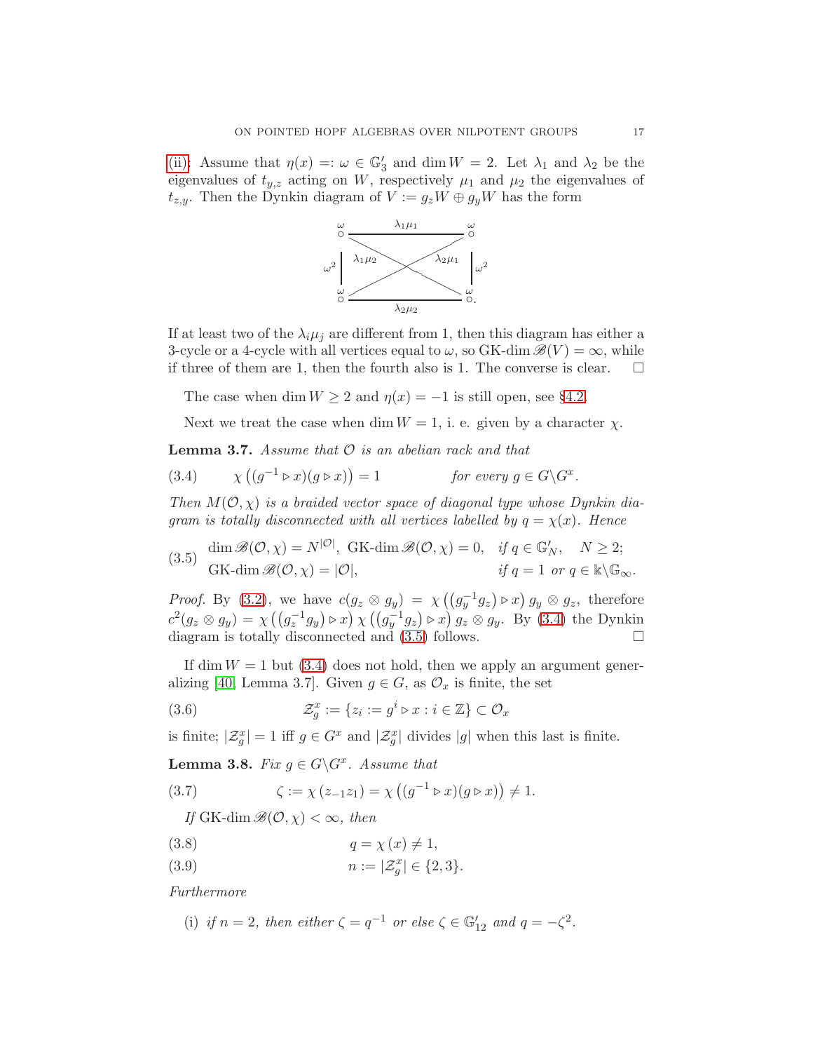(ii): Assume that $\eta(x) =: \omega \in \mathbb{G}_3'$ and $\dim W = 2$. Let $\lambda_1$ and $\lambda_2$ be the eigenvalues of $t_{y,z}$ acting on $W$, respectively $\mu_1$ and $\mu_2$ the eigenvalues of $t_{z,y}$. Then the Dynkin diagram of $V := g_z W \oplus g_y W$ has the form

$$
\begin{array}{ccccc}
\overset{\omega}{\circ} & \frac{\lambda_1\mu_1}{\qquad\qquad} & & & \overset{\omega}{\circ} \\
\omega^2 \Big| & \lambda_1\mu_2 & \times & \lambda_2\mu_1 & \Big| \omega^2 \\
\overset{\omega}{\circ} & \underset{\lambda_2\mu_2}{\overline{\qquad\qquad}} & & & \overset{\omega}{\circ}.
\end{array}
$$

If at least two of the $\lambda_i\mu_j$ are different from 1, then this diagram has either a 3-cycle or a 4-cycle with all vertices equal to $\omega$, so $\operatorname{GK-dim} \mathscr{B}(V) = \infty$, while if three of them are 1, then the fourth also is 1. The converse is clear. $\square$

The case when $\dim W \geq 2$ and $\eta(x) = -1$ is still open, see §4.2.

Next we treat the case when $\dim W = 1$, i. e. given by a character $\chi$.

**Lemma 3.7.** *Assume that $\mathcal{O}$ is an abelian rack and that*

$$\chi\left((g^{-1} \triangleright x)(g \triangleright x)\right) = 1 \qquad \text{for every } g \in G \backslash G^x. \tag{3.4}$$

*Then $M(\mathcal{O}, \chi)$ is a braided vector space of diagonal type whose Dynkin diagram is totally disconnected with all vertices labelled by $q = \chi(x)$. Hence*

$$
\begin{aligned}
&\dim \mathscr{B}(\mathcal{O}, \chi) = N^{|\mathcal{O}|},\ \operatorname{GK-dim} \mathscr{B}(\mathcal{O}, \chi) = 0, && \text{if } q \in \mathbb{G}_N',\quad N \geq 2;\\
&\operatorname{GK-dim} \mathscr{B}(\mathcal{O}, \chi) = |\mathcal{O}|, && \text{if } q = 1 \text{ or } q \in \Bbbk \backslash \mathbb{G}_\infty.
\end{aligned} \tag{3.5}
$$

*Proof.* By (3.2), we have $c(g_z \otimes g_y) = \chi\left(\left(g_y^{-1} g_z\right) \triangleright x\right) g_y \otimes g_z$, therefore $c^2(g_z \otimes g_y) = \chi\left(\left(g_z^{-1} g_y\right) \triangleright x\right) \chi\left(\left(g_y^{-1} g_z\right) \triangleright x\right) g_z \otimes g_y$. By (3.4) the Dynkin diagram is totally disconnected and (3.5) follows. $\square$

If $\dim W = 1$ but (3.4) does not hold, then we apply an argument generalizing [40, Lemma 3.7]. Given $g \in G$, as $\mathcal{O}_x$ is finite, the set

$$\mathcal{Z}_g^x := \{z_i := g^i \triangleright x : i \in \mathbb{Z}\} \subset \mathcal{O}_x \tag{3.6}$$

is finite; $|\mathcal{Z}_g^x| = 1$ iff $g \in G^x$ and $|\mathcal{Z}_g^x|$ divides $|g|$ when this last is finite.

**Lemma 3.8.** *Fix $g \in G \backslash G^x$. Assume that*

$$\zeta := \chi\left(z_{-1} z_1\right) = \chi\left((g^{-1} \triangleright x)(g \triangleright x)\right) \neq 1. \tag{3.7}$$

*If $\operatorname{GK-dim} \mathscr{B}(\mathcal{O}, \chi) < \infty$, then*

$$q = \chi\left(x\right) \neq 1, \tag{3.8}$$

$$n := |\mathcal{Z}_g^x| \in \{2, 3\}. \tag{3.9}$$

*Furthermore*

(i) *if $n = 2$, then either $\zeta = q^{-1}$ or else $\zeta \in \mathbb{G}_{12}'$ and $q = -\zeta^2$.*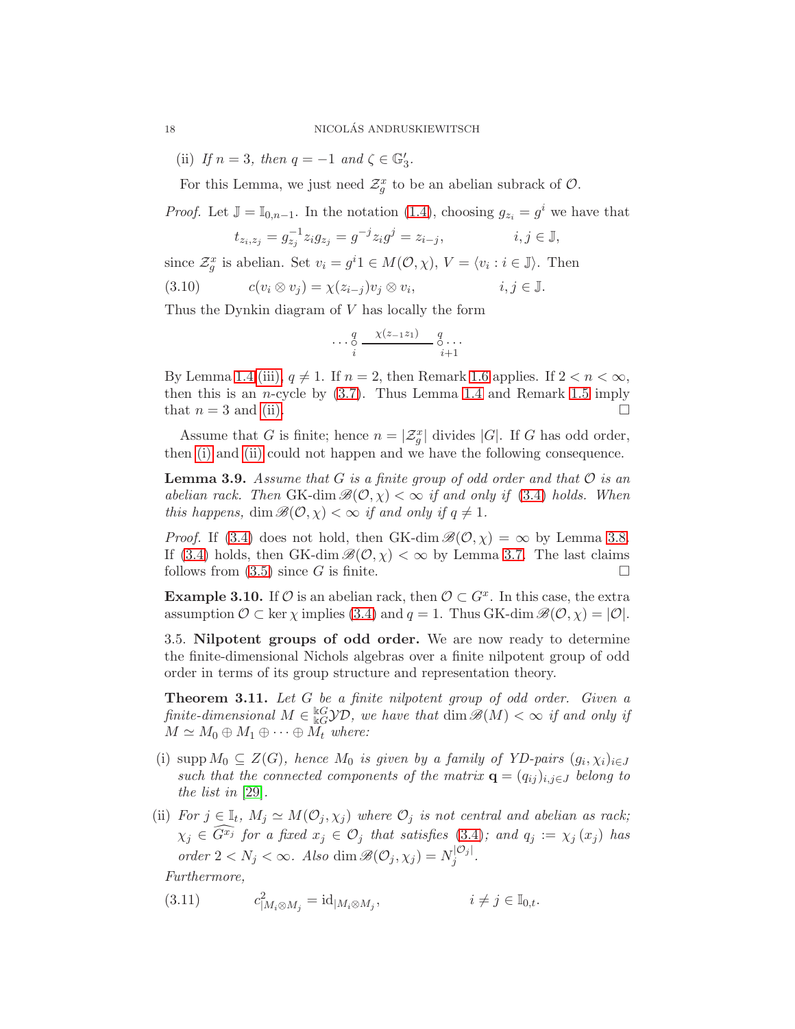(ii) *If $n = 3$, then $q = -1$ and $\zeta \in \mathbb{G}_3'$.*

For this Lemma, we just need $\mathcal{Z}_g^x$ to be an abelian subrack of $\mathcal{O}$.

*Proof.* Let $\mathbb{J} = \mathbb{I}_{0,n-1}$. In the notation (1.4), choosing $g_{z_i} = g^i$ we have that

$$t_{z_i,z_j} = g_{z_j}^{-1} z_i g_{z_j} = g^{-j} z_i g^j = z_{i-j}, \qquad i, j \in \mathbb{J},$$

since $\mathcal{Z}_g^x$ is abelian. Set $v_i = g^i 1 \in M(\mathcal{O}, \chi)$, $V = \langle v_i : i \in \mathbb{J} \rangle$. Then

$$c(v_i \otimes v_j) = \chi(z_{i-j}) v_j \otimes v_i, \qquad i, j \in \mathbb{J}. \tag{3.10}$$

Thus the Dynkin diagram of $V$ has locally the form

$$\cdots \underset{i}{\overset{q}{\circ}} \xrightarrow{\ \chi(z_{-1} z_1)\ } \underset{i+1}{\overset{q}{\circ}} \cdots$$

By Lemma 1.4 (iii), $q \neq 1$. If $n = 2$, then Remark 1.6 applies. If $2 < n < \infty$, then this is an $n$-cycle by (3.7). Thus Lemma 1.4 and Remark 1.5 imply that $n = 3$ and (ii). $\square$

Assume that $G$ is finite; hence $n = |\mathcal{Z}_g^x|$ divides $|G|$. If $G$ has odd order, then (i) and (ii) could not happen and we have the following consequence.

**Lemma 3.9.** *Assume that $G$ is a finite group of odd order and that $\mathcal{O}$ is an abelian rack. Then $\operatorname{GK-dim} \mathscr{B}(\mathcal{O}, \chi) < \infty$ if and only if (3.4) holds. When this happens, $\dim \mathscr{B}(\mathcal{O}, \chi) < \infty$ if and only if $q \neq 1$.*

*Proof.* If (3.4) does not hold, then $\operatorname{GK-dim} \mathscr{B}(\mathcal{O}, \chi) = \infty$ by Lemma 3.8. If (3.4) holds, then $\operatorname{GK-dim} \mathscr{B}(\mathcal{O}, \chi) < \infty$ by Lemma 3.7. The last claims follows from (3.5) since $G$ is finite. $\square$

**Example 3.10.** If $\mathcal{O}$ is an abelian rack, then $\mathcal{O} \subset G^x$. In this case, the extra assumption $\mathcal{O} \subset \ker \chi$ implies (3.4) and $q = 1$. Thus $\operatorname{GK-dim} \mathscr{B}(\mathcal{O}, \chi) = |\mathcal{O}|$.

3.5. **Nilpotent groups of odd order.** We are now ready to determine the finite-dimensional Nichols algebras over a finite nilpotent group of odd order in terms of its group structure and representation theory.

**Theorem 3.11.** *Let $G$ be a finite nilpotent group of odd order. Given a finite-dimensional $M \in {}^{\Bbbk G}_{\Bbbk G}\mathcal{YD}$, we have that $\dim \mathscr{B}(M) < \infty$ if and only if $M \simeq M_0 \oplus M_1 \oplus \cdots \oplus M_t$ where:*

(i) *$\operatorname{supp} M_0 \subseteq Z(G)$, hence $M_0$ is given by a family of YD-pairs $(g_i, \chi_i)_{i \in J}$ such that the connected components of the matrix $\mathbf{q} = (q_{ij})_{i,j \in J}$ belong to the list in [29].*

(ii) *For $j \in \mathbb{I}_t$, $M_j \simeq M(\mathcal{O}_j, \chi_j)$ where $\mathcal{O}_j$ is not central and abelian as rack; $\chi_j \in \widehat{G^{x_j}}$ for a fixed $x_j \in \mathcal{O}_j$ that satisfies (3.4); and $q_j := \chi_j(x_j)$ has order $2 < N_j < \infty$. Also $\dim \mathscr{B}(\mathcal{O}_j, \chi_j) = N_j^{|\mathcal{O}_j|}$.*

*Furthermore,*

$$c^2_{|M_i \otimes M_j} = \mathrm{id}_{|M_i \otimes M_j}, \qquad i \neq j \in \mathbb{I}_{0,t}. \tag{3.11}$$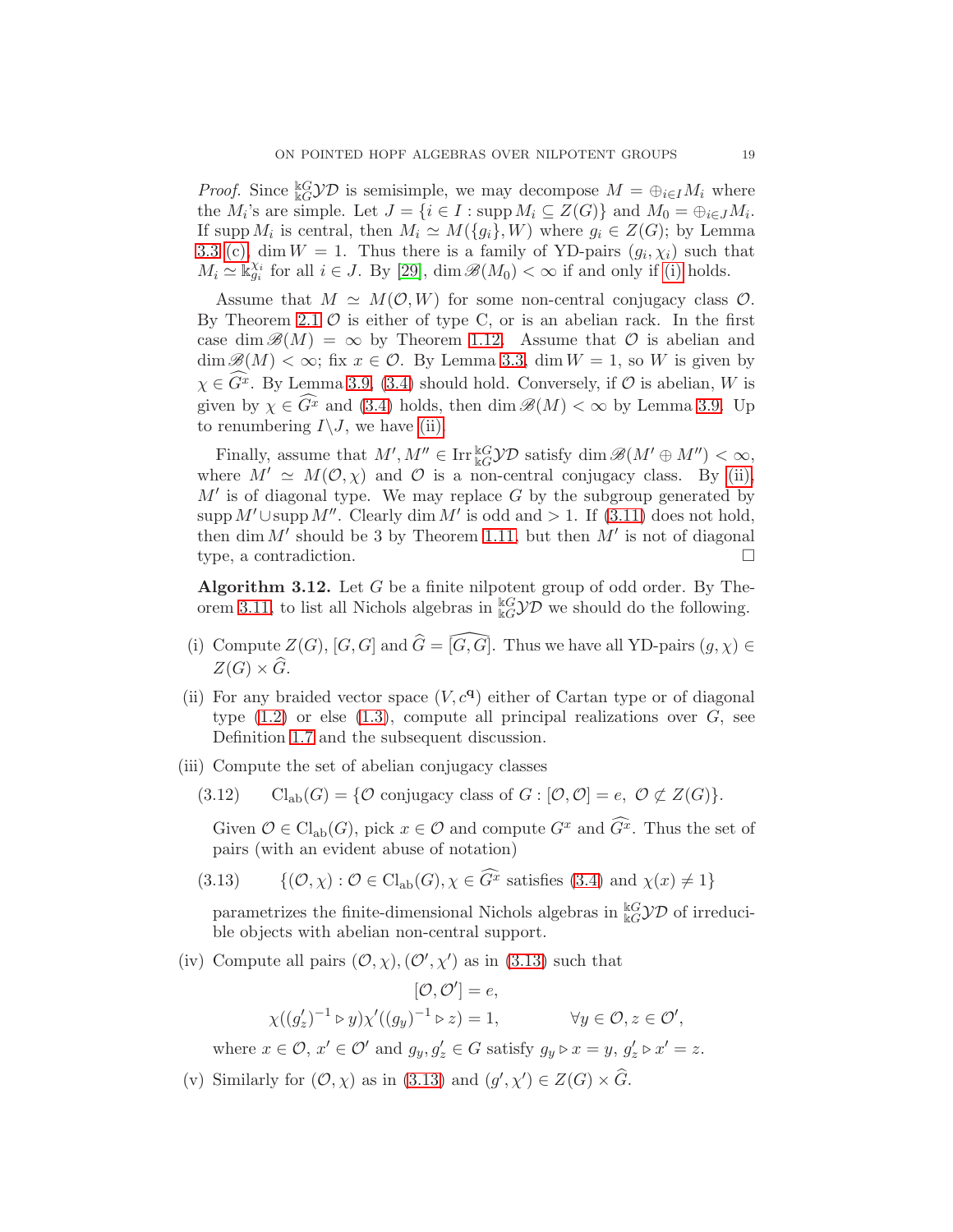*Proof.* Since ${}^{\Bbbk G}_{\Bbbk G}\mathcal{YD}$ is semisimple, we may decompose $M = \oplus_{i\in I} M_i$ where the $M_i$'s are simple. Let $J = \{i \in I : \operatorname{supp} M_i \subseteq Z(G)\}$ and $M_0 = \oplus_{i\in J} M_i$. If $\operatorname{supp} M_i$ is central, then $M_i \simeq M(\{g_i\}, W)$ where $g_i \in Z(G)$; by Lemma 3.3 (c), $\dim W = 1$. Thus there is a family of YD-pairs $(g_i, \chi_i)$ such that $M_i \simeq \Bbbk_{g_i}^{\chi_i}$ for all $i \in J$. By [29], $\dim \mathscr{B}(M_0) < \infty$ if and only if (i) holds.

Assume that $M \simeq M(\mathcal{O}, W)$ for some non-central conjugacy class $\mathcal{O}$. By Theorem 2.1 $\mathcal{O}$ is either of type C, or is an abelian rack. In the first case $\dim \mathscr{B}(M) = \infty$ by Theorem 1.12. Assume that $\mathcal{O}$ is abelian and $\dim \mathscr{B}(M) < \infty$; fix $x \in \mathcal{O}$. By Lemma 3.3, $\dim W = 1$, so $W$ is given by $\chi \in \widehat{G^x}$. By Lemma 3.9, (3.4) should hold. Conversely, if $\mathcal{O}$ is abelian, $W$ is given by $\chi \in \widehat{G^x}$ and (3.4) holds, then $\dim \mathscr{B}(M) < \infty$ by Lemma 3.9. Up to renumbering $I \backslash J$, we have (ii).

Finally, assume that $M', M'' \in \operatorname{Irr} {}^{\Bbbk G}_{\Bbbk G}\mathcal{YD}$ satisfy $\dim \mathscr{B}(M' \oplus M'') < \infty$, where $M' \simeq M(\mathcal{O}, \chi)$ and $\mathcal{O}$ is a non-central conjugacy class. By (ii), $M'$ is of diagonal type. We may replace $G$ by the subgroup generated by $\operatorname{supp} M' \cup \operatorname{supp} M''$. Clearly $\dim M'$ is odd and $> 1$. If (3.11) does not hold, then $\dim M'$ should be 3 by Theorem 1.11, but then $M'$ is not of diagonal type, a contradiction. $\square$

**Algorithm 3.12.** Let $G$ be a finite nilpotent group of odd order. By Theorem 3.11, to list all Nichols algebras in ${}^{\Bbbk G}_{\Bbbk G}\mathcal{YD}$ we should do the following.

(i) Compute $Z(G)$, $[G, G]$ and $\widehat{G} = \widehat{[G, G]}$. Thus we have all YD-pairs $(g, \chi) \in Z(G) \times \widehat{G}$.

(ii) For any braided vector space $(V, c^{\mathfrak{q}})$ either of Cartan type or of diagonal type (1.2) or else (1.3), compute all principal realizations over $G$, see Definition 1.7 and the subsequent discussion.

(iii) Compute the set of abelian conjugacy classes

$$\operatorname{Cl_{ab}}(G) = \{\mathcal{O} \text{ conjugacy class of } G : [\mathcal{O}, \mathcal{O}] = e,\ \mathcal{O} \not\subset Z(G)\}. \tag{3.12}$$

Given $\mathcal{O} \in \operatorname{Cl_{ab}}(G)$, pick $x \in \mathcal{O}$ and compute $G^x$ and $\widehat{G^x}$. Thus the set of pairs (with an evident abuse of notation)

$$\{(\mathcal{O}, \chi) : \mathcal{O} \in \operatorname{Cl_{ab}}(G), \chi \in \widehat{G^x} \text{ satisfies (3.4) and } \chi(x) \neq 1\} \tag{3.13}$$

parametrizes the finite-dimensional Nichols algebras in ${}^{\Bbbk G}_{\Bbbk G}\mathcal{YD}$ of irreducible objects with abelian non-central support.

(iv) Compute all pairs $(\mathcal{O}, \chi), (\mathcal{O}', \chi')$ as in (3.13) such that

$$[\mathcal{O}, \mathcal{O}'] = e,$$
$$\chi((g'_z)^{-1} \triangleright y)\chi'((g_y)^{-1} \triangleright z) = 1, \qquad \forall y \in \mathcal{O}, z \in \mathcal{O}',$$

where $x \in \mathcal{O}$, $x' \in \mathcal{O}'$ and $g_y, g'_z \in G$ satisfy $g_y \triangleright x = y$, $g'_z \triangleright x' = z$.

(v) Similarly for $(\mathcal{O}, \chi)$ as in (3.13) and $(g', \chi') \in Z(G) \times \widehat{G}$.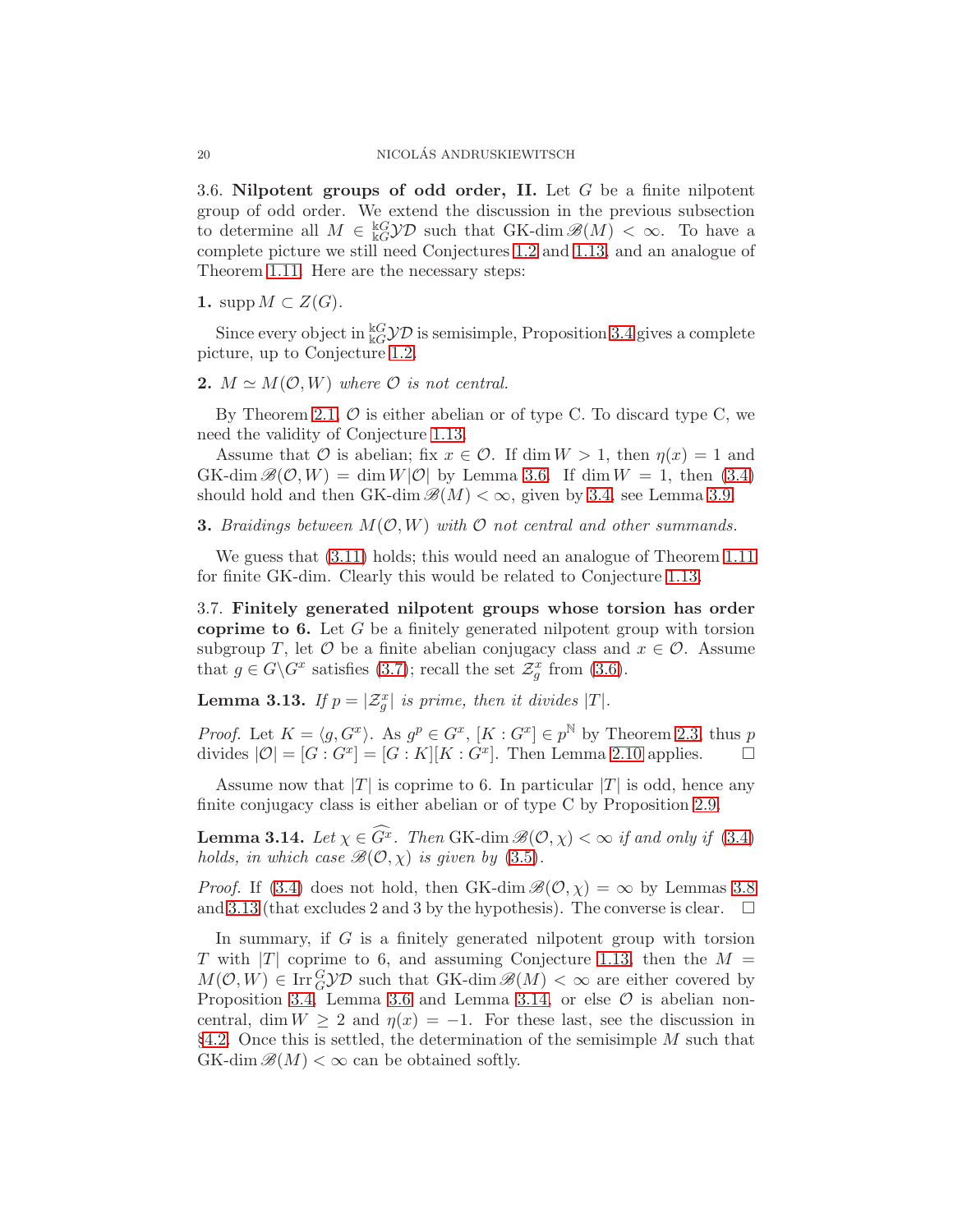3.6. **Nilpotent groups of odd order, II.** Let $G$ be a finite nilpotent group of odd order. We extend the discussion in the previous subsection to determine all $M \in {}^{\Bbbk G}_{\Bbbk G}\mathcal{YD}$ such that $\operatorname{GK-dim} \mathscr{B}(M) < \infty$. To have a complete picture we still need Conjectures 1.2 and 1.13, and an analogue of Theorem 1.11. Here are the necessary steps:

**1.** $\operatorname{supp} M \subset Z(G)$.

Since every object in ${}^{\Bbbk G}_{\Bbbk G}\mathcal{YD}$ is semisimple, Proposition 3.4 gives a complete picture, up to Conjecture 1.2.

**2.** *$M \simeq M(\mathcal{O}, W)$ where $\mathcal{O}$ is not central.*

By Theorem 2.1, $\mathcal{O}$ is either abelian or of type C. To discard type C, we need the validity of Conjecture 1.13.

Assume that $\mathcal{O}$ is abelian; fix $x \in \mathcal{O}$. If $\dim W > 1$, then $\eta(x) = 1$ and $\operatorname{GK-dim} \mathscr{B}(\mathcal{O}, W) = \dim W |\mathcal{O}|$ by Lemma 3.6. If $\dim W = 1$, then (3.4) should hold and then $\operatorname{GK-dim} \mathscr{B}(M) < \infty$, given by 3.4, see Lemma 3.9.

**3.** *Braidings between $M(\mathcal{O}, W)$ with $\mathcal{O}$ not central and other summands.*

We guess that (3.11) holds; this would need an analogue of Theorem 1.11 for finite GK-dim. Clearly this would be related to Conjecture 1.13.

3.7. **Finitely generated nilpotent groups whose torsion has order coprime to 6.** Let $G$ be a finitely generated nilpotent group with torsion subgroup $T$, let $\mathcal{O}$ be a finite abelian conjugacy class and $x \in \mathcal{O}$. Assume that $g \in G \backslash G^x$ satisfies (3.7); recall the set $\mathcal{Z}^x_g$ from (3.6).

**Lemma 3.13.** *If $p = |\mathcal{Z}^x_g|$ is prime, then it divides $|T|$.*

*Proof.* Let $K = \langle g, G^x \rangle$. As $g^p \in G^x$, $[K : G^x] \in p^{\mathbb{N}}$ by Theorem 2.3, thus $p$ divides $|\mathcal{O}| = [G : G^x] = [G : K][K : G^x]$. Then Lemma 2.10 applies. $\square$

Assume now that $|T|$ is coprime to 6. In particular $|T|$ is odd, hence any finite conjugacy class is either abelian or of type C by Proposition 2.9.

**Lemma 3.14.** *Let $\chi \in \widehat{G^x}$. Then $\operatorname{GK-dim} \mathscr{B}(\mathcal{O}, \chi) < \infty$ if and only if (3.4) holds, in which case $\mathscr{B}(\mathcal{O}, \chi)$ is given by (3.5).*

*Proof.* If (3.4) does not hold, then $\operatorname{GK-dim} \mathscr{B}(\mathcal{O}, \chi) = \infty$ by Lemmas 3.8 and 3.13 (that excludes 2 and 3 by the hypothesis). The converse is clear. $\square$

In summary, if $G$ is a finitely generated nilpotent group with torsion $T$ with $|T|$ coprime to 6, and assuming Conjecture 1.13, then the $M = M(\mathcal{O}, W) \in \operatorname{Irr} {}^{G}_{G}\mathcal{YD}$ such that $\operatorname{GK-dim} \mathscr{B}(M) < \infty$ are either covered by Proposition 3.4, Lemma 3.6 and Lemma 3.14, or else $\mathcal{O}$ is abelian non-central, $\dim W \geq 2$ and $\eta(x) = -1$. For these last, see the discussion in §4.2. Once this is settled, the determination of the semisimple $M$ such that $\operatorname{GK-dim} \mathscr{B}(M) < \infty$ can be obtained softly.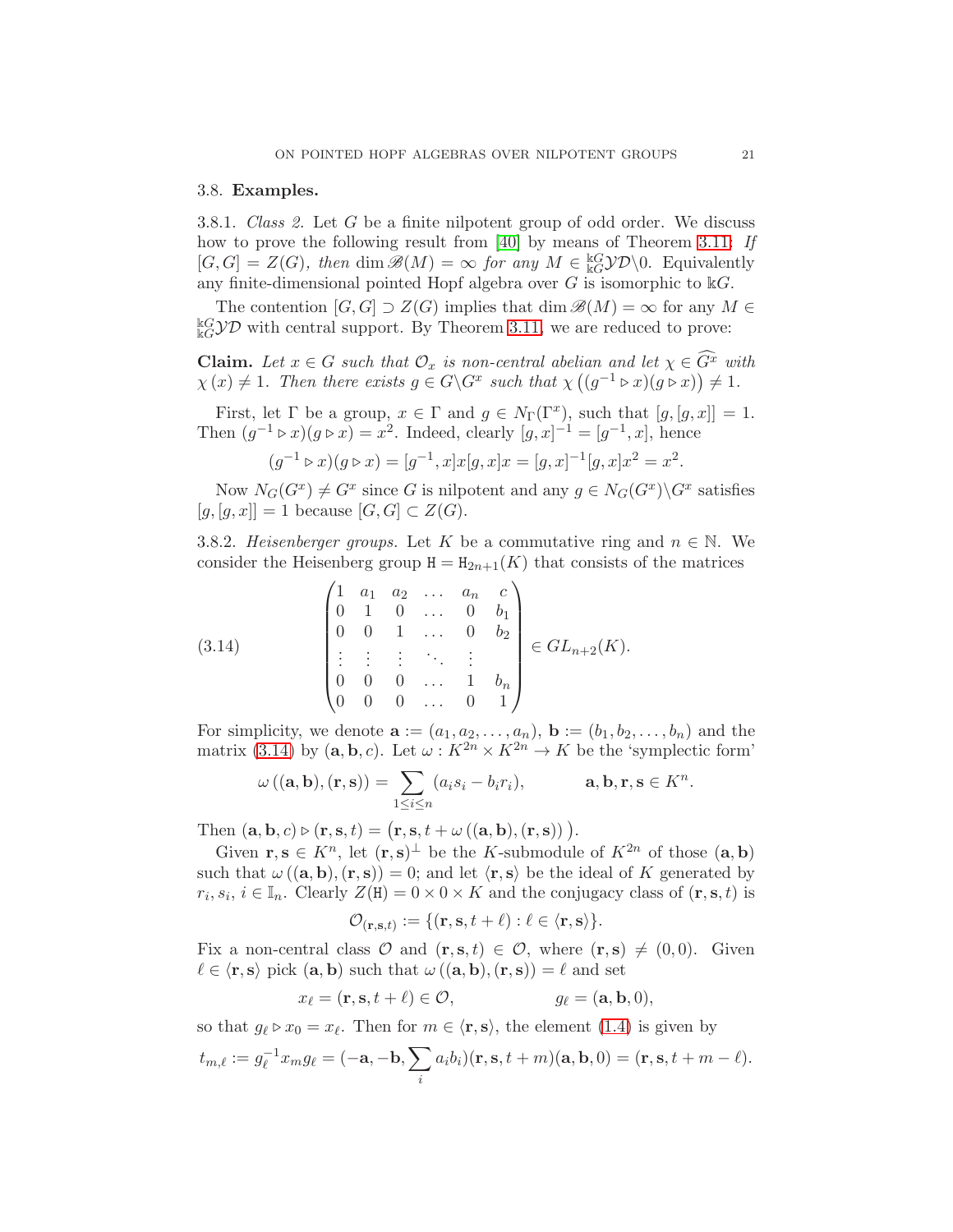### 3.8. Examples.

3.8.1. *Class 2.* Let $G$ be a finite nilpotent group of odd order. We discuss how to prove the following result from [40] by means of Theorem 3.11: *If $[G,G] = Z(G)$, then $\dim \mathscr{B}(M) = \infty$ for any $M \in {}^{\Bbbk G}_{\Bbbk G}\mathcal{YD}\backslash 0$. Equivalently any finite-dimensional pointed Hopf algebra over $G$ is isomorphic to $\Bbbk G$.*

The contention $[G,G] \supset Z(G)$ implies that $\dim \mathscr{B}(M) = \infty$ for any $M \in {}^{\Bbbk G}_{\Bbbk G}\mathcal{YD}$ with central support. By Theorem 3.11, we are reduced to prove:

**Claim.** *Let $x \in G$ such that $\mathcal{O}_x$ is non-central abelian and let $\chi \in \widehat{G^x}$ with $\chi(x) \neq 1$. Then there exists $g \in G \backslash G^x$ such that $\chi\left((g^{-1} \triangleright x)(g \triangleright x)\right) \neq 1$.*

First, let $\Gamma$ be a group, $x \in \Gamma$ and $g \in N_\Gamma(\Gamma^x)$, such that $[g,[g,x]] = 1$. Then $(g^{-1} \triangleright x)(g \triangleright x) = x^2$. Indeed, clearly $[g,x]^{-1} = [g^{-1},x]$, hence

$$(g^{-1} \triangleright x)(g \triangleright x) = [g^{-1},x]x[g,x]x = [g,x]^{-1}[g,x]x^2 = x^2.$$

Now $N_G(G^x) \neq G^x$ since $G$ is nilpotent and any $g \in N_G(G^x) \backslash G^x$ satisfies $[g,[g,x]] = 1$ because $[G,G] \subset Z(G)$.

3.8.2. *Heisenberger groups.* Let $K$ be a commutative ring and $n \in \mathbb{N}$. We consider the Heisenberg group $\mathtt{H} = \mathtt{H}_{2n+1}(K)$ that consists of the matrices

$$\begin{pmatrix} 1 & a_1 & a_2 & \dots & a_n & c \\ 0 & 1 & 0 & \dots & 0 & b_1 \\ 0 & 0 & 1 & \dots & 0 & b_2 \\ \vdots & \vdots & \vdots & \ddots & \vdots & \\ 0 & 0 & 0 & \dots & 1 & b_n \\ 0 & 0 & 0 & \dots & 0 & 1 \end{pmatrix} \in GL_{n+2}(K). \tag{3.14}$$

For simplicity, we denote $\mathbf{a} := (a_1, a_2, \dots, a_n)$, $\mathbf{b} := (b_1, b_2, \dots, b_n)$ and the matrix (3.14) by $(\mathbf{a}, \mathbf{b}, c)$. Let $\omega : K^{2n} \times K^{2n} \to K$ be the 'symplectic form'

$$\omega\left((\mathbf{a},\mathbf{b}),(\mathbf{r},\mathbf{s})\right) = \sum_{1 \leq i \leq n} (a_i s_i - b_i r_i), \qquad \mathbf{a},\mathbf{b},\mathbf{r},\mathbf{s} \in K^n.$$

Then $(\mathbf{a},\mathbf{b},c) \triangleright (\mathbf{r},\mathbf{s},t) = \left(\mathbf{r},\mathbf{s},t + \omega\left((\mathbf{a},\mathbf{b}),(\mathbf{r},\mathbf{s})\right)\right)$.

Given $\mathbf{r},\mathbf{s} \in K^n$, let $(\mathbf{r},\mathbf{s})^\perp$ be the $K$-submodule of $K^{2n}$ of those $(\mathbf{a},\mathbf{b})$ such that $\omega\left((\mathbf{a},\mathbf{b}),(\mathbf{r},\mathbf{s})\right) = 0$; and let $\langle \mathbf{r},\mathbf{s}\rangle$ be the ideal of $K$ generated by $r_i, s_i$, $i \in \mathbb{I}_n$. Clearly $Z(\mathtt{H}) = 0 \times 0 \times K$ and the conjugacy class of $(\mathbf{r},\mathbf{s},t)$ is

$$\mathcal{O}_{(\mathbf{r},\mathbf{s},t)} := \{(\mathbf{r},\mathbf{s},t+\ell) : \ell \in \langle \mathbf{r},\mathbf{s}\rangle\}.$$

Fix a non-central class $\mathcal{O}$ and $(\mathbf{r},\mathbf{s},t) \in \mathcal{O}$, where $(\mathbf{r},\mathbf{s}) \neq (0,0)$. Given $\ell \in \langle \mathbf{r},\mathbf{s}\rangle$ pick $(\mathbf{a},\mathbf{b})$ such that $\omega\left((\mathbf{a},\mathbf{b}),(\mathbf{r},\mathbf{s})\right) = \ell$ and set

$$x_\ell = (\mathbf{r},\mathbf{s},t+\ell) \in \mathcal{O}, \qquad g_\ell = (\mathbf{a},\mathbf{b},0),$$

so that $g_\ell \triangleright x_0 = x_\ell$. Then for $m \in \langle \mathbf{r},\mathbf{s}\rangle$, the element (1.4) is given by

$$t_{m,\ell} := g_\ell^{-1} x_m g_\ell = (-\mathbf{a},-\mathbf{b},\sum_i a_i b_i)(\mathbf{r},\mathbf{s},t+m)(\mathbf{a},\mathbf{b},0) = (\mathbf{r},\mathbf{s},t+m-\ell).$$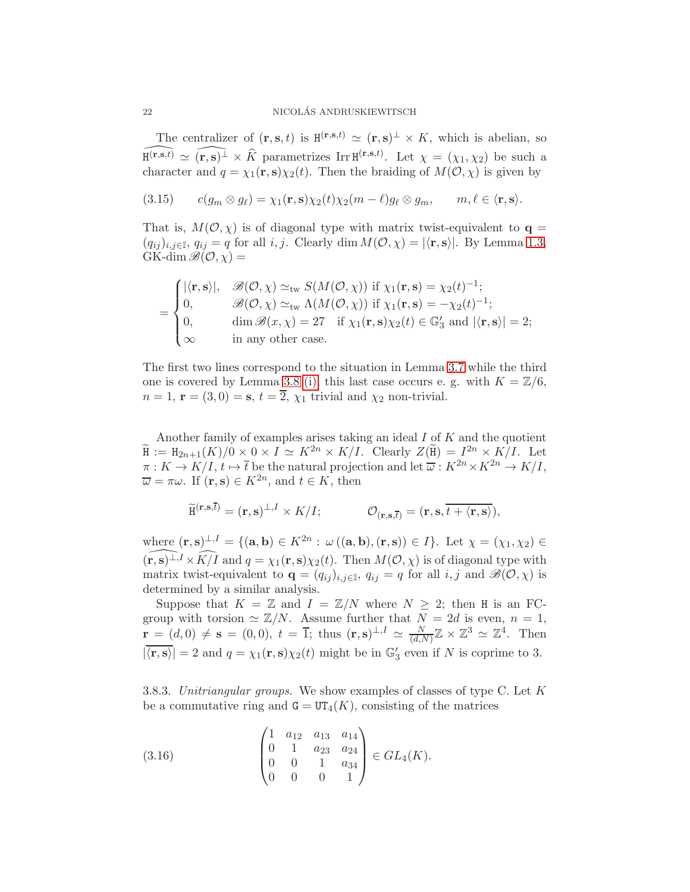The centralizer of $(\mathbf{r}, \mathbf{s}, t)$ is $\mathtt{H}^{(\mathbf{r},\mathbf{s},t)} \simeq (\mathbf{r}, \mathbf{s})^{\perp} \times K$, which is abelian, so $\widehat{\mathtt{H}^{(\mathbf{r},\mathbf{s},t)}} \simeq \widehat{(\mathbf{r}, \mathbf{s})^{\perp}} \times \widehat{K}$ parametrizes $\operatorname{Irr} \mathtt{H}^{(\mathbf{r},\mathbf{s},t)}$. Let $\chi = (\chi_1, \chi_2)$ be such a character and $q = \chi_1(\mathbf{r}, \mathbf{s})\chi_2(t)$. Then the braiding of $M(\mathcal{O}, \chi)$ is given by

$$c(g_m \otimes g_\ell) = \chi_1(\mathbf{r}, \mathbf{s})\chi_2(t)\chi_2(m - \ell) g_\ell \otimes g_m, \qquad m, \ell \in \langle \mathbf{r}, \mathbf{s} \rangle. \tag{3.15}$$

That is, $M(\mathcal{O}, \chi)$ is of diagonal type with matrix twist-equivalent to $\mathbf{q} = (q_{ij})_{i,j \in \mathbb{I}}$, $q_{ij} = q$ for all $i, j$. Clearly $\dim M(\mathcal{O}, \chi) = |\langle \mathbf{r}, \mathbf{s} \rangle|$. By Lemma 1.3, GK-dim $\mathscr{B}(\mathcal{O}, \chi) =$

$$= \begin{cases} |\langle \mathbf{r}, \mathbf{s} \rangle|, & \mathscr{B}(\mathcal{O}, \chi) \simeq_{\text{tw}} S(M(\mathcal{O}, \chi)) \text{ if } \chi_1(\mathbf{r}, \mathbf{s}) = \chi_2(t)^{-1}; \\ 0, & \mathscr{B}(\mathcal{O}, \chi) \simeq_{\text{tw}} \Lambda(M(\mathcal{O}, \chi)) \text{ if } \chi_1(\mathbf{r}, \mathbf{s}) = -\chi_2(t)^{-1}; \\ 0, & \dim \mathscr{B}(x, \chi) = 27 \quad \text{if } \chi_1(\mathbf{r}, \mathbf{s})\chi_2(t) \in \mathbb{G}'_3 \text{ and } |\langle \mathbf{r}, \mathbf{s} \rangle| = 2; \\ \infty & \text{in any other case.} \end{cases}$$

The first two lines correspond to the situation in Lemma 3.7 while the third one is covered by Lemma 3.8 (i); this last case occurs e. g. with $K = \mathbb{Z}/6$, $n = 1$, $\mathbf{r} = (3, 0) = \mathbf{s}$, $t = \overline{2}$, $\chi_1$ trivial and $\chi_2$ non-trivial.

Another family of examples arises taking an ideal $I$ of $K$ and the quotient $\widetilde{\mathtt{H}} := \mathtt{H}_{2n+1}(K)/0 \times 0 \times I \simeq K^{2n} \times K/I$. Clearly $Z(\widetilde{\mathtt{H}}) = I^{2n} \times K/I$. Let $\pi : K \to K/I$, $t \mapsto \overline{t}$ be the natural projection and let $\overline{\omega} : K^{2n} \times K^{2n} \to K/I$, $\overline{\omega} = \pi\omega$. If $(\mathbf{r}, \mathbf{s}) \in K^{2n}$, and $t \in K$, then

$$\widetilde{\mathtt{H}}^{(\mathbf{r},\mathbf{s},\overline{t})} = (\mathbf{r}, \mathbf{s})^{\perp, I} \times K/I; \qquad \mathcal{O}_{(\mathbf{r},\mathbf{s},\overline{t})} = (\mathbf{r}, \mathbf{s}, \overline{t + \langle \mathbf{r}, \mathbf{s} \rangle}),$$

where $(\mathbf{r}, \mathbf{s})^{\perp, I} = \{(\mathbf{a}, \mathbf{b}) \in K^{2n} : \omega((\mathbf{a}, \mathbf{b}), (\mathbf{r}, \mathbf{s})) \in I\}$. Let $\chi = (\chi_1, \chi_2) \in \widehat{(\mathbf{r}, \mathbf{s})^{\perp, I}} \times \widehat{K/I}$ and $q = \chi_1(\mathbf{r}, \mathbf{s})\chi_2(t)$. Then $M(\mathcal{O}, \chi)$ is of diagonal type with matrix twist-equivalent to $\mathbf{q} = (q_{ij})_{i,j \in \mathbb{I}}$, $q_{ij} = q$ for all $i, j$ and $\mathscr{B}(\mathcal{O}, \chi)$ is determined by a similar analysis.

Suppose that $K = \mathbb{Z}$ and $I = \mathbb{Z}/N$ where $N \geq 2$; then $\mathtt{H}$ is an FC-group with torsion $\simeq \mathbb{Z}/N$. Assume further that $N = 2d$ is even, $n = 1$, $\mathbf{r} = (d, 0) \neq \mathbf{s} = (0, 0)$, $t = \overline{1}$; thus $(\mathbf{r}, \mathbf{s})^{\perp, I} \simeq \frac{N}{(d,N)}\mathbb{Z} \times \mathbb{Z}^3 \simeq \mathbb{Z}^4$. Then $|\overline{\langle \mathbf{r}, \mathbf{s} \rangle}| = 2$ and $q = \chi_1(\mathbf{r}, \mathbf{s})\chi_2(t)$ might be in $\mathbb{G}'_3$ even if $N$ is coprime to 3.

3.8.3. *Unitriangular groups.* We show examples of classes of type C. Let $K$ be a commutative ring and $\mathtt{G} = \mathtt{UT}_4(K)$, consisting of the matrices

$$\begin{pmatrix} 1 & a_{12} & a_{13} & a_{14} \\ 0 & 1 & a_{23} & a_{24} \\ 0 & 0 & 1 & a_{34} \\ 0 & 0 & 0 & 1 \end{pmatrix} \in GL_4(K). \tag{3.16}$$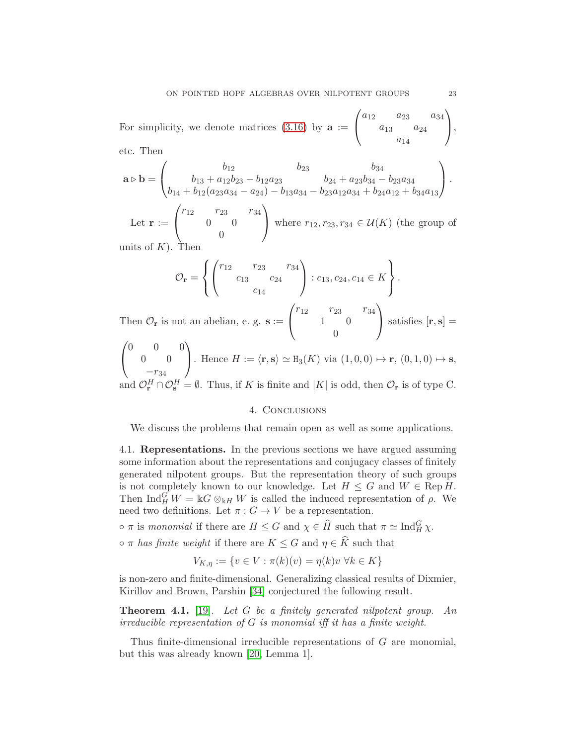For simplicity, we denote matrices (3.16) by $\mathbf{a} := \begin{pmatrix} a_{12} & & a_{23} & & a_{34} \\ & a_{13} & & a_{24} & \\ & & a_{14} & & \end{pmatrix}$, etc. Then

$$\mathbf{a} \triangleright \mathbf{b} = \begin{pmatrix} b_{12} & b_{23} & b_{34} \\ b_{13} + a_{12}b_{23} - b_{12}a_{23} & b_{24} + a_{23}b_{34} - b_{23}a_{34} & \\ b_{14} + b_{12}(a_{23}a_{34} - a_{24}) - b_{13}a_{34} - b_{23}a_{12}a_{34} + b_{24}a_{12} + b_{34}a_{13} & & \end{pmatrix}.$$

Let $\mathbf{r} := \begin{pmatrix} r_{12} & & r_{23} & & r_{34} \\ & 0 & & 0 & \\ & & 0 & & \end{pmatrix}$ where $r_{12}, r_{23}, r_{34} \in \mathcal{U}(K)$ (the group of units of $K$). Then

$$\mathcal{O}_{\mathbf{r}} = \left\{ \begin{pmatrix} r_{12} & & r_{23} & & r_{34} \\ & c_{13} & & c_{24} & \\ & & c_{14} & & \end{pmatrix} : c_{13}, c_{24}, c_{14} \in K \right\}.$$

Then $\mathcal{O}_{\mathbf{r}}$ is not an abelian, e. g. $\mathbf{s} := \begin{pmatrix} r_{12} & & r_{23} & & r_{34} \\ & 1 & & 0 & \\ & & 0 & & \end{pmatrix}$ satisfies $[\mathbf{r}, \mathbf{s}] = \begin{pmatrix} 0 & & 0 & & 0 \\ & 0 & & 0 & \\ & & -r_{34} & & \end{pmatrix}$. Hence $H := \langle \mathbf{r}, \mathbf{s} \rangle \simeq \mathtt{H}_3(K)$ via $(1,0,0) \mapsto \mathbf{r}$, $(0,1,0) \mapsto \mathbf{s}$, and $\mathcal{O}_{\mathbf{r}}^H \cap \mathcal{O}_{\mathbf{s}}^H = \emptyset$. Thus, if $K$ is finite and $|K|$ is odd, then $\mathcal{O}_{\mathbf{r}}$ is of type C.

## 4. Conclusions

We discuss the problems that remain open as well as some applications.

**4.1. Representations.** In the previous sections we have argued assuming some information about the representations and conjugacy classes of finitely generated nilpotent groups. But the representation theory of such groups is not completely known to our knowledge. Let $H \leq G$ and $W \in \operatorname{Rep} H$. Then $\operatorname{Ind}_H^G W = \Bbbk G \otimes_{\Bbbk H} W$ is called the induced representation of $\rho$. We need two definitions. Let $\pi : G \to V$ be a representation.

- $\pi$ is *monomial* if there are $H \leq G$ and $\chi \in \widehat{H}$ such that $\pi \simeq \operatorname{Ind}_H^G \chi$.
- $\pi$ *has finite weight* if there are $K \leq G$ and $\eta \in \widehat{K}$ such that

$$V_{K,\eta} := \{v \in V : \pi(k)(v) = \eta(k)v \ \forall k \in K\}$$

is non-zero and finite-dimensional. Generalizing classical results of Dixmier, Kirillov and Brown, Parshin [34] conjectured the following result.

**Theorem 4.1.** [19]. *Let $G$ be a finitely generated nilpotent group. An irreducible representation of $G$ is monomial iff it has a finite weight.*

Thus finite-dimensional irreducible representations of $G$ are monomial, but this was already known [20, Lemma 1].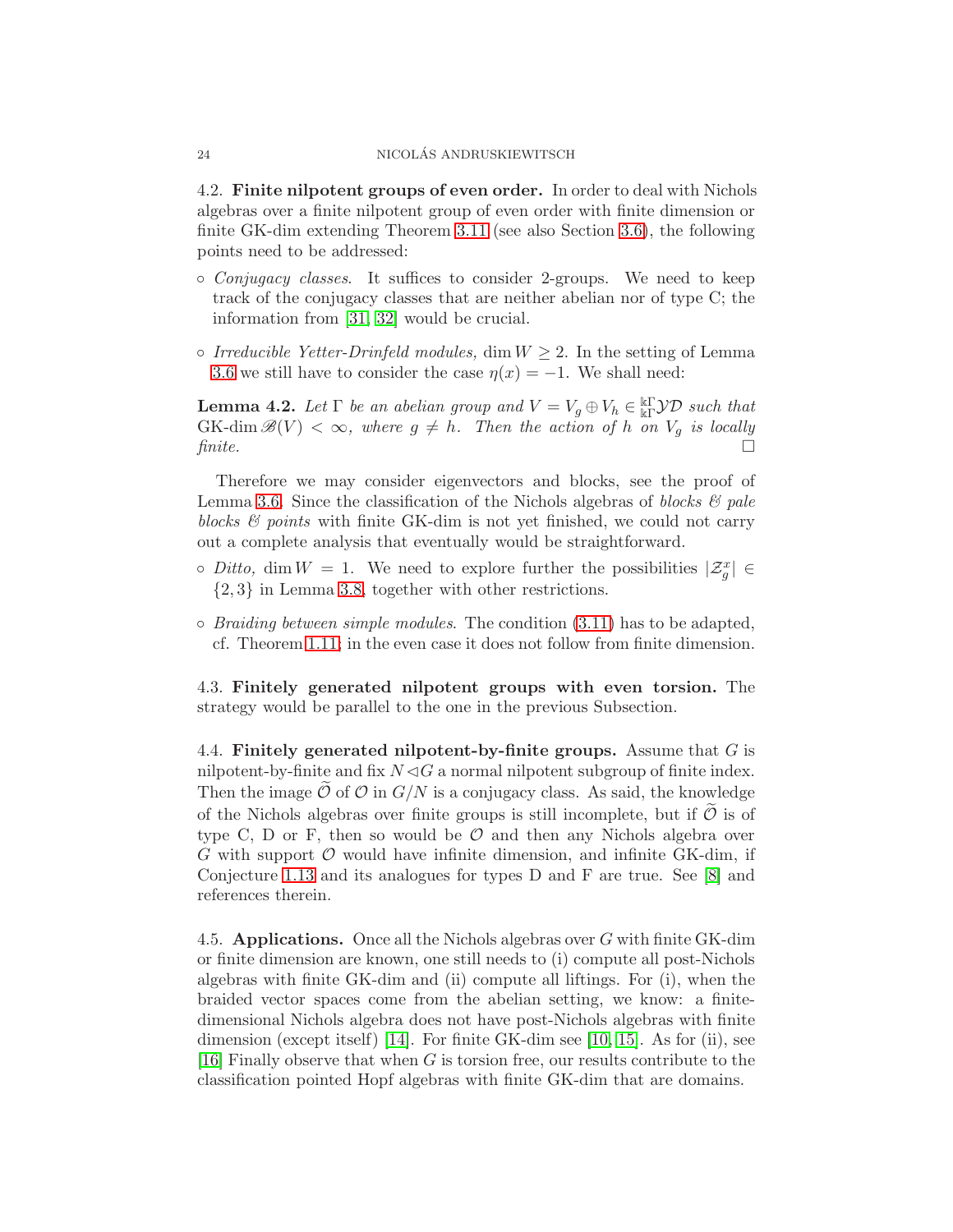4.2. **Finite nilpotent groups of even order.** In order to deal with Nichols algebras over a finite nilpotent group of even order with finite dimension or finite GK-dim extending Theorem 3.11 (see also Section 3.6), the following points need to be addressed:

- *Conjugacy classes*. It suffices to consider 2-groups. We need to keep track of the conjugacy classes that are neither abelian nor of type C; the information from [31, 32] would be crucial.
- *Irreducible Yetter-Drinfeld modules,* $\dim W \geq 2$. In the setting of Lemma 3.6 we still have to consider the case $\eta(x) = -1$. We shall need:

**Lemma 4.2.** *Let $\Gamma$ be an abelian group and $V = V_g \oplus V_h \in {}^{\Bbbk\Gamma}_{\Bbbk\Gamma}\mathcal{YD}$ such that $\operatorname{GK-dim} \mathscr{B}(V) < \infty$, where $g \neq h$. Then the action of $h$ on $V_g$ is locally finite.* □

Therefore we may consider eigenvectors and blocks, see the proof of Lemma 3.6. Since the classification of the Nichols algebras of *blocks & pale blocks & points* with finite GK-dim is not yet finished, we could not carry out a complete analysis that eventually would be straightforward.

- *Ditto,* $\dim W = 1$. We need to explore further the possibilities $|\mathcal{Z}^x_g| \in \{2, 3\}$ in Lemma 3.8, together with other restrictions.
- *Braiding between simple modules*. The condition (3.11) has to be adapted, cf. Theorem 1.11; in the even case it does not follow from finite dimension.

4.3. **Finitely generated nilpotent groups with even torsion.** The strategy would be parallel to the one in the previous Subsection.

4.4. **Finitely generated nilpotent-by-finite groups.** Assume that $G$ is nilpotent-by-finite and fix $N \lhd G$ a normal nilpotent subgroup of finite index. Then the image $\widetilde{\mathcal{O}}$ of $\mathcal{O}$ in $G/N$ is a conjugacy class. As said, the knowledge of the Nichols algebras over finite groups is still incomplete, but if $\widetilde{\mathcal{O}}$ is of type C, D or F, then so would be $\mathcal{O}$ and then any Nichols algebra over $G$ with support $\mathcal{O}$ would have infinite dimension, and infinite GK-dim, if Conjecture 1.13 and its analogues for types D and F are true. See [8] and references therein.

4.5. **Applications.** Once all the Nichols algebras over $G$ with finite GK-dim or finite dimension are known, one still needs to (i) compute all post-Nichols algebras with finite GK-dim and (ii) compute all liftings. For (i), when the braided vector spaces come from the abelian setting, we know: a finite-dimensional Nichols algebra does not have post-Nichols algebras with finite dimension (except itself) [14]. For finite GK-dim see [10, 15]. As for (ii), see [16] Finally observe that when $G$ is torsion free, our results contribute to the classification pointed Hopf algebras with finite GK-dim that are domains.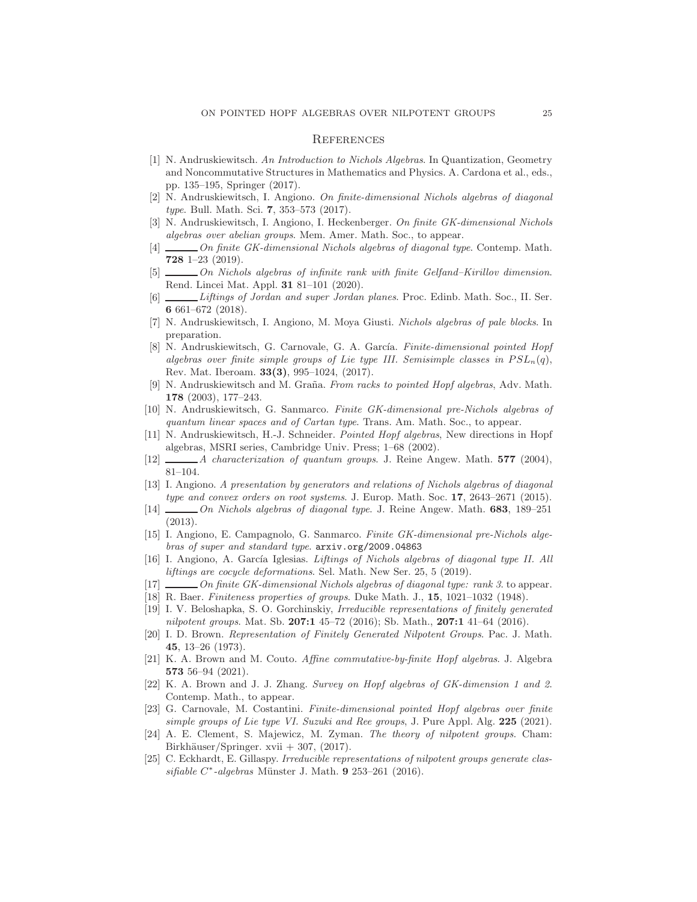## References

[1] N. Andruskiewitsch. *An Introduction to Nichols Algebras*. In Quantization, Geometry and Noncommutative Structures in Mathematics and Physics. A. Cardona et al., eds., pp. 135–195, Springer (2017).

[2] N. Andruskiewitsch, I. Angiono. *On finite-dimensional Nichols algebras of diagonal type*. Bull. Math. Sci. **7**, 353–573 (2017).

[3] N. Andruskiewitsch, I. Angiono, I. Heckenberger. *On finite GK-dimensional Nichols algebras over abelian groups*. Mem. Amer. Math. Soc., to appear.

[4] ______ *On finite GK-dimensional Nichols algebras of diagonal type*. Contemp. Math. **728** 1–23 (2019).

[5] ______ *On Nichols algebras of infinite rank with finite Gelfand–Kirillov dimension*. Rend. Lincei Mat. Appl. **31** 81–101 (2020).

[6] ______ *Liftings of Jordan and super Jordan planes*. Proc. Edinb. Math. Soc., II. Ser. **6** 661–672 (2018).

[7] N. Andruskiewitsch, I. Angiono, M. Moya Giusti. *Nichols algebras of pale blocks*. In preparation.

[8] N. Andruskiewitsch, G. Carnovale, G. A. García. *Finite-dimensional pointed Hopf algebras over finite simple groups of Lie type III. Semisimple classes in $PSL_n(q)$*, Rev. Mat. Iberoam. **33(3)**, 995–1024, (2017).

[9] N. Andruskiewitsch and M. Graña. *From racks to pointed Hopf algebras*, Adv. Math. **178** (2003), 177–243.

[10] N. Andruskiewitsch, G. Sanmarco. *Finite GK-dimensional pre-Nichols algebras of quantum linear spaces and of Cartan type*. Trans. Am. Math. Soc., to appear.

[11] N. Andruskiewitsch, H.-J. Schneider. *Pointed Hopf algebras*, New directions in Hopf algebras, MSRI series, Cambridge Univ. Press; 1–68 (2002).

[12] ______ *A characterization of quantum groups*. J. Reine Angew. Math. **577** (2004), 81–104.

[13] I. Angiono. *A presentation by generators and relations of Nichols algebras of diagonal type and convex orders on root systems*. J. Europ. Math. Soc. **17**, 2643–2671 (2015).

[14] ______ *On Nichols algebras of diagonal type*. J. Reine Angew. Math. **683**, 189–251 (2013).

[15] I. Angiono, E. Campagnolo, G. Sanmarco. *Finite GK-dimensional pre-Nichols algebras of super and standard type*. arxiv.org/2009.04863

[16] I. Angiono, A. García Iglesias. *Liftings of Nichols algebras of diagonal type II. All liftings are cocycle deformations*. Sel. Math. New Ser. 25, 5 (2019).

[17] ______ *On finite GK-dimensional Nichols algebras of diagonal type: rank 3*. to appear.

[18] R. Baer. *Finiteness properties of groups*. Duke Math. J., **15**, 1021–1032 (1948).

[19] I. V. Beloshapka, S. O. Gorchinskiy, *Irreducible representations of finitely generated nilpotent groups*. Mat. Sb. **207:1** 45–72 (2016); Sb. Math., **207:1** 41–64 (2016).

[20] I. D. Brown. *Representation of Finitely Generated Nilpotent Groups*. Pac. J. Math. **45**, 13–26 (1973).

[21] K. A. Brown and M. Couto. *Affine commutative-by-finite Hopf algebras*. J. Algebra **573** 56–94 (2021).

[22] K. A. Brown and J. J. Zhang. *Survey on Hopf algebras of GK-dimension 1 and 2*. Contemp. Math., to appear.

[23] G. Carnovale, M. Costantini. *Finite-dimensional pointed Hopf algebras over finite simple groups of Lie type VI. Suzuki and Ree groups*, J. Pure Appl. Alg. **225** (2021).

[24] A. E. Clement, S. Majewicz, M. Zyman. *The theory of nilpotent groups*. Cham: Birkhäuser/Springer. xvii + 307, (2017).

[25] C. Eckhardt, E. Gillaspy. *Irreducible representations of nilpotent groups generate classifiable $C^*$-algebras* Münster J. Math. **9** 253–261 (2016).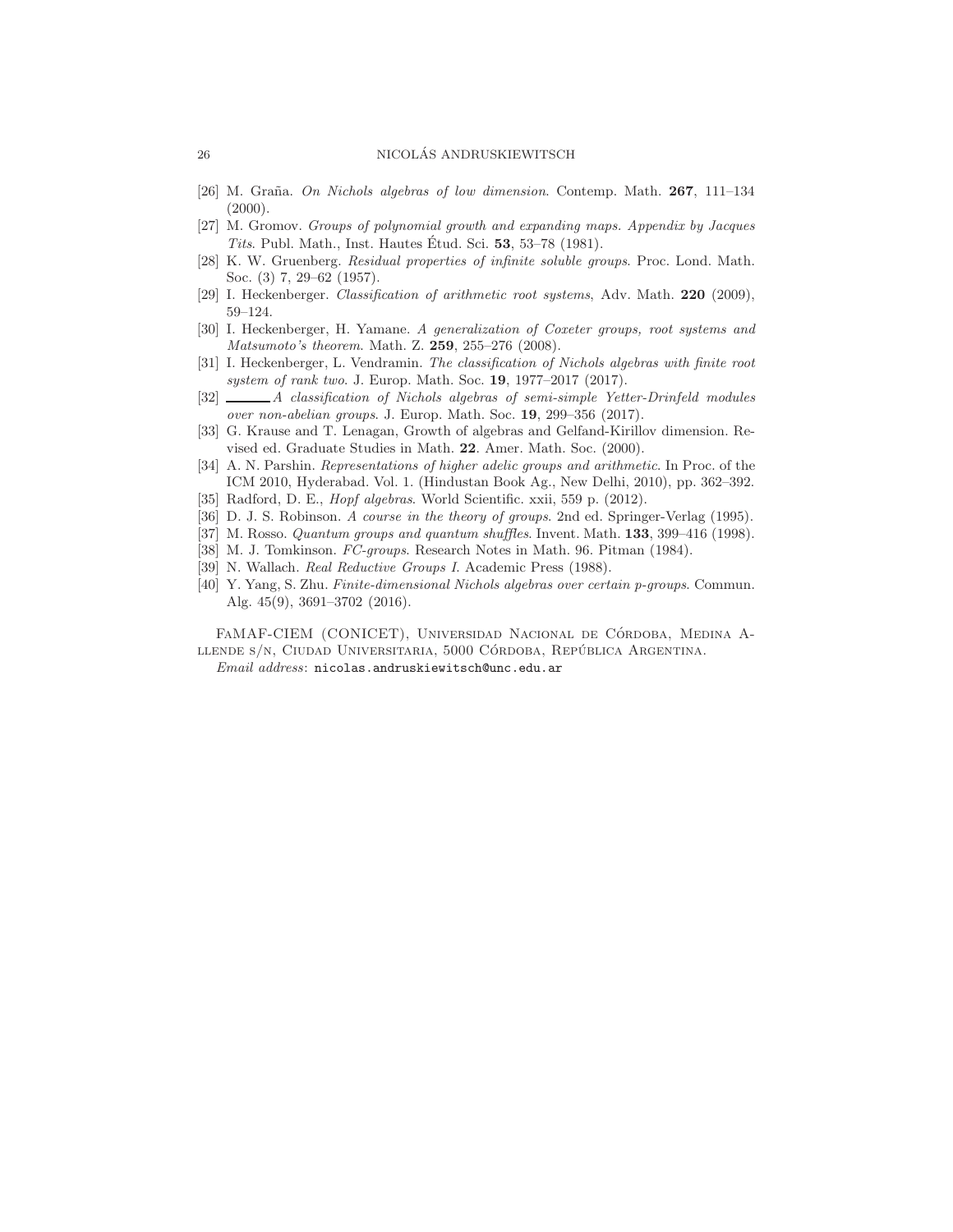- [26] M. Graña. *On Nichols algebras of low dimension*. Contemp. Math. **267**, 111–134 (2000).
- [27] M. Gromov. *Groups of polynomial growth and expanding maps. Appendix by Jacques Tits*. Publ. Math., Inst. Hautes Étud. Sci. **53**, 53–78 (1981).
- [28] K. W. Gruenberg. *Residual properties of infinite soluble groups*. Proc. Lond. Math. Soc. (3) 7, 29–62 (1957).
- [29] I. Heckenberger. *Classification of arithmetic root systems*, Adv. Math. **220** (2009), 59–124.
- [30] I. Heckenberger, H. Yamane. *A generalization of Coxeter groups, root systems and Matsumoto's theorem*. Math. Z. **259**, 255–276 (2008).
- [31] I. Heckenberger, L. Vendramin. *The classification of Nichols algebras with finite root system of rank two*. J. Europ. Math. Soc. **19**, 1977–2017 (2017).
- [32] ______ *A classification of Nichols algebras of semi-simple Yetter-Drinfeld modules over non-abelian groups*. J. Europ. Math. Soc. **19**, 299–356 (2017).
- [33] G. Krause and T. Lenagan, Growth of algebras and Gelfand-Kirillov dimension. Revised ed. Graduate Studies in Math. **22**. Amer. Math. Soc. (2000).
- [34] A. N. Parshin. *Representations of higher adelic groups and arithmetic*. In Proc. of the ICM 2010, Hyderabad. Vol. 1. (Hindustan Book Ag., New Delhi, 2010), pp. 362–392.
- [35] Radford, D. E., *Hopf algebras*. World Scientific. xxii, 559 p. (2012).
- [36] D. J. S. Robinson. *A course in the theory of groups*. 2nd ed. Springer-Verlag (1995).
- [37] M. Rosso. *Quantum groups and quantum shuffles*. Invent. Math. **133**, 399–416 (1998).
- [38] M. J. Tomkinson. *FC-groups*. Research Notes in Math. 96. Pitman (1984).
- [39] N. Wallach. *Real Reductive Groups I*. Academic Press (1988).
- [40] Y. Yang, S. Zhu. *Finite-dimensional Nichols algebras over certain p-groups*. Commun. Alg. 45(9), 3691–3702 (2016).

FaMAF-CIEM (CONICET), Universidad Nacional de Córdoba, Medina Allende s/n, Ciudad Universitaria, 5000 Córdoba, República Argentina.

*Email address*: nicolas.andruskiewitsch@unc.edu.ar